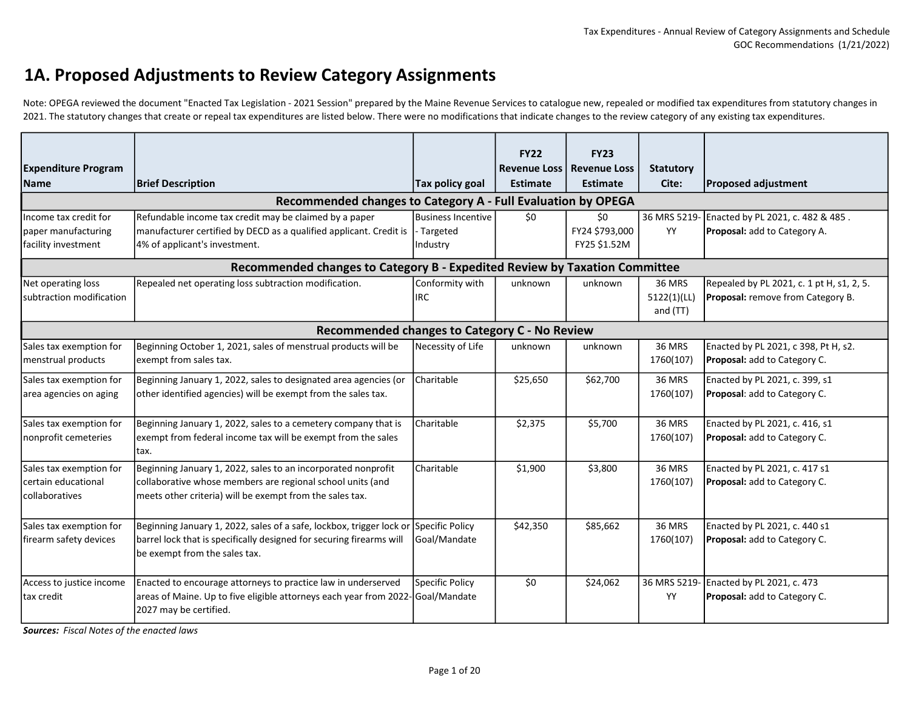# 1A. Proposed Adjustments to Review Category Assignments

Note: OPEGA reviewed the document "Enacted Tax Legislation - 2021 Session" prepared by the Maine Revenue Services to catalogue new, repealed or modified tax expenditures from statutory changes in 2021. The statutory changes that create or repeal tax expenditures are listed below. There were no modifications that indicate changes to the review category of any existing tax expenditures.

| Expenditure Program Name | Brief Description | Tax policy goal | FY22 Revenue Loss Estimate | FY23 Revenue Loss Estimate | Statutory Cite: | Proposed adjustment |
|---|---|---|---|---|---|---|
| **Recommended changes to Category A - Full Evaluation by OPEGA** | | | | | | |
| Income tax credit for paper manufacturing facility investment | Refundable income tax credit may be claimed by a paper manufacturer certified by DECD as a qualified applicant. Credit is 4% of applicant's investment. | Business Incentive - Targeted Industry | $0 | $0<br>FY24 $793,000<br>FY25 $1.52M | 36 MRS 5219-YY | Enacted by PL 2021, c. 482 & 485 .<br>**Proposal:** add to Category A. |
| **Recommended changes to Category B - Expedited Review by Taxation Committee** | | | | | | |
| Net operating loss subtraction modification | Repealed net operating loss subtraction modification. | Conformity with IRC | unknown | unknown | 36 MRS 5122(1)(LL) and (TT) | Repealed by PL 2021, c. 1 pt H, s1, 2, 5.<br>**Proposal:** remove from Category B. |
| **Recommended changes to Category C - No Review** | | | | | | |
| Sales tax exemption for menstrual products | Beginning October 1, 2021, sales of menstrual products will be exempt from sales tax. | Necessity of Life | unknown | unknown | 36 MRS 1760(107) | Enacted by PL 2021, c 398, Pt H, s2.<br>**Proposal:** add to Category C. |
| Sales tax exemption for area agencies on aging | Beginning January 1, 2022, sales to designated area agencies (or other identified agencies) will be exempt from the sales tax. | Charitable | $25,650 | $62,700 | 36 MRS 1760(107) | Enacted by PL 2021, c. 399, s1<br>**Proposal**: add to Category C. |
| Sales tax exemption for nonprofit cemeteries | Beginning January 1, 2022, sales to a cemetery company that is exempt from federal income tax will be exempt from the sales tax. | Charitable | $2,375 | $5,700 | 36 MRS 1760(107) | Enacted by PL 2021, c. 416, s1<br>**Proposal:** add to Category C. |
| Sales tax exemption for certain educational collaboratives | Beginning January 1, 2022, sales to an incorporated nonprofit collaborative whose members are regional school units (and meets other criteria) will be exempt from the sales tax. | Charitable | $1,900 | $3,800 | 36 MRS 1760(107) | Enacted by PL 2021, c. 417 s1<br>**Proposal:** add to Category C. |
| Sales tax exemption for firearm safety devices | Beginning January 1, 2022, sales of a safe, lockbox, trigger lock or barrel lock that is specifically designed for securing firearms will be exempt from the sales tax. | Specific Policy Goal/Mandate | $42,350 | $85,662 | 36 MRS 1760(107) | Enacted by PL 2021, c. 440 s1<br>**Proposal:** add to Category C. |
| Access to justice income tax credit | Enacted to encourage attorneys to practice law in underserved areas of Maine. Up to five eligible attorneys each year from 2022-2027 may be certified. | Specific Policy Goal/Mandate | $0 | $24,062 | 36 MRS 5219-YY | Enacted by PL 2021, c. 473<br>**Proposal:** add to Category C. |

***Sources:*** *Fiscal Notes of the enacted laws*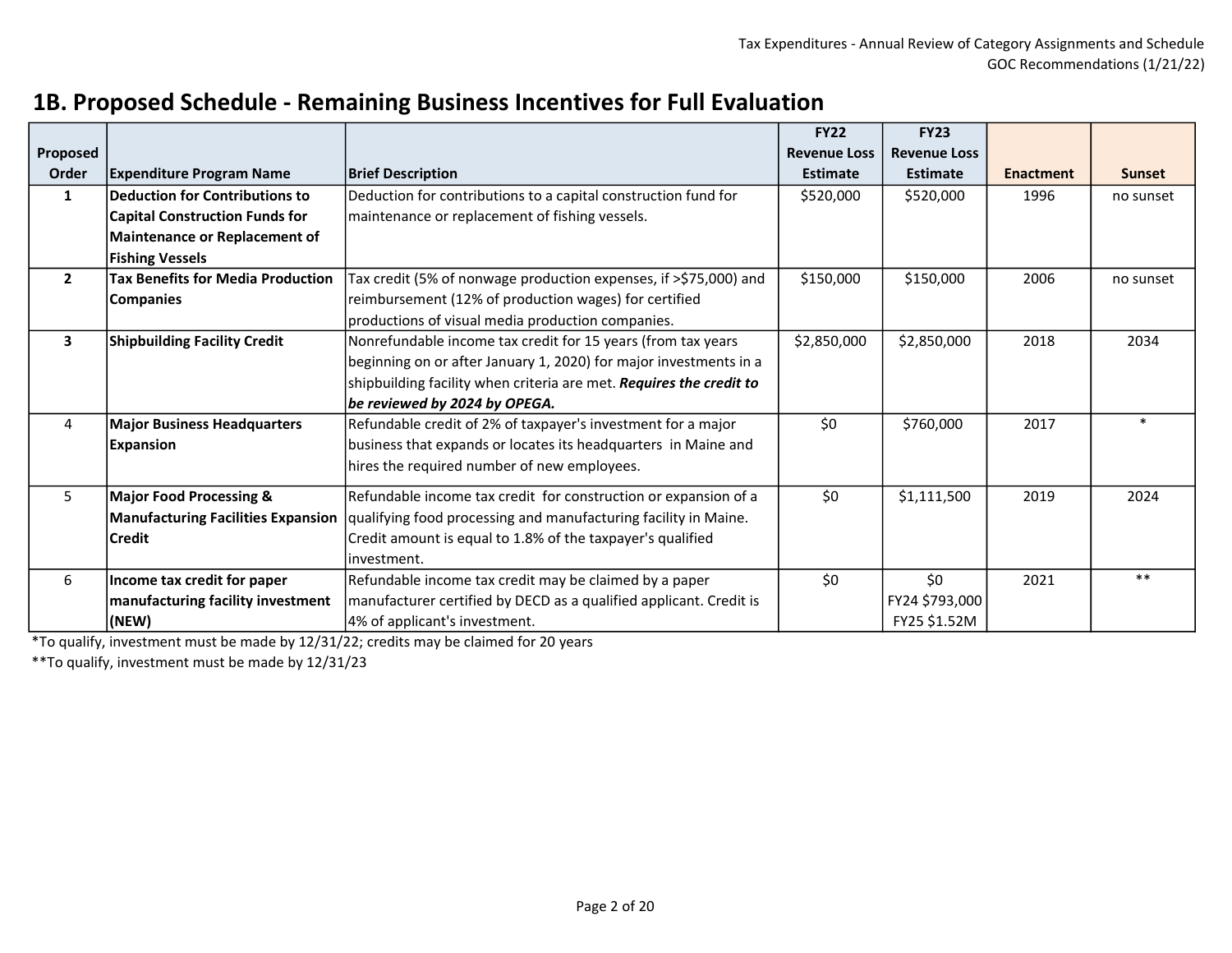## 1B. Proposed Schedule - Remaining Business Incentives for Full Evaluation

| Proposed Order | Expenditure Program Name | Brief Description | FY22 Revenue Loss Estimate | FY23 Revenue Loss Estimate | Enactment | Sunset |
|---|---|---|---|---|---|---|
| **1** | **Deduction for Contributions to Capital Construction Funds for Maintenance or Replacement of Fishing Vessels** | Deduction for contributions to a capital construction fund for maintenance or replacement of fishing vessels. | $520,000 | $520,000 | 1996 | no sunset |
| **2** | **Tax Benefits for Media Production Companies** | Tax credit (5% of nonwage production expenses, if >$75,000) and reimbursement (12% of production wages) for certified productions of visual media production companies. | $150,000 | $150,000 | 2006 | no sunset |
| **3** | **Shipbuilding Facility Credit** | Nonrefundable income tax credit for 15 years (from tax years beginning on or after January 1, 2020) for major investments in a shipbuilding facility when criteria are met. ***Requires the credit to be reviewed by 2024 by OPEGA.*** | $2,850,000 | $2,850,000 | 2018 | 2034 |
| 4 | **Major Business Headquarters Expansion** | Refundable credit of 2% of taxpayer's investment for a major business that expands or locates its headquarters in Maine and hires the required number of new employees. | $0 | $760,000 | 2017 | * |
| 5 | **Major Food Processing & Manufacturing Facilities Expansion Credit** | Refundable income tax credit for construction or expansion of a qualifying food processing and manufacturing facility in Maine. Credit amount is equal to 1.8% of the taxpayer's qualified investment. | $0 | $1,111,500 | 2019 | 2024 |
| 6 | **Income tax credit for paper manufacturing facility investment (NEW)** | Refundable income tax credit may be claimed by a paper manufacturer certified by DECD as a qualified applicant. Credit is 4% of applicant's investment. | $0 | $0<br>FY24 $793,000<br>FY25 $1.52M | 2021 | ** |

*To qualify, investment must be made by 12/31/22; credits may be claimed for 20 years

**To qualify, investment must be made by 12/31/23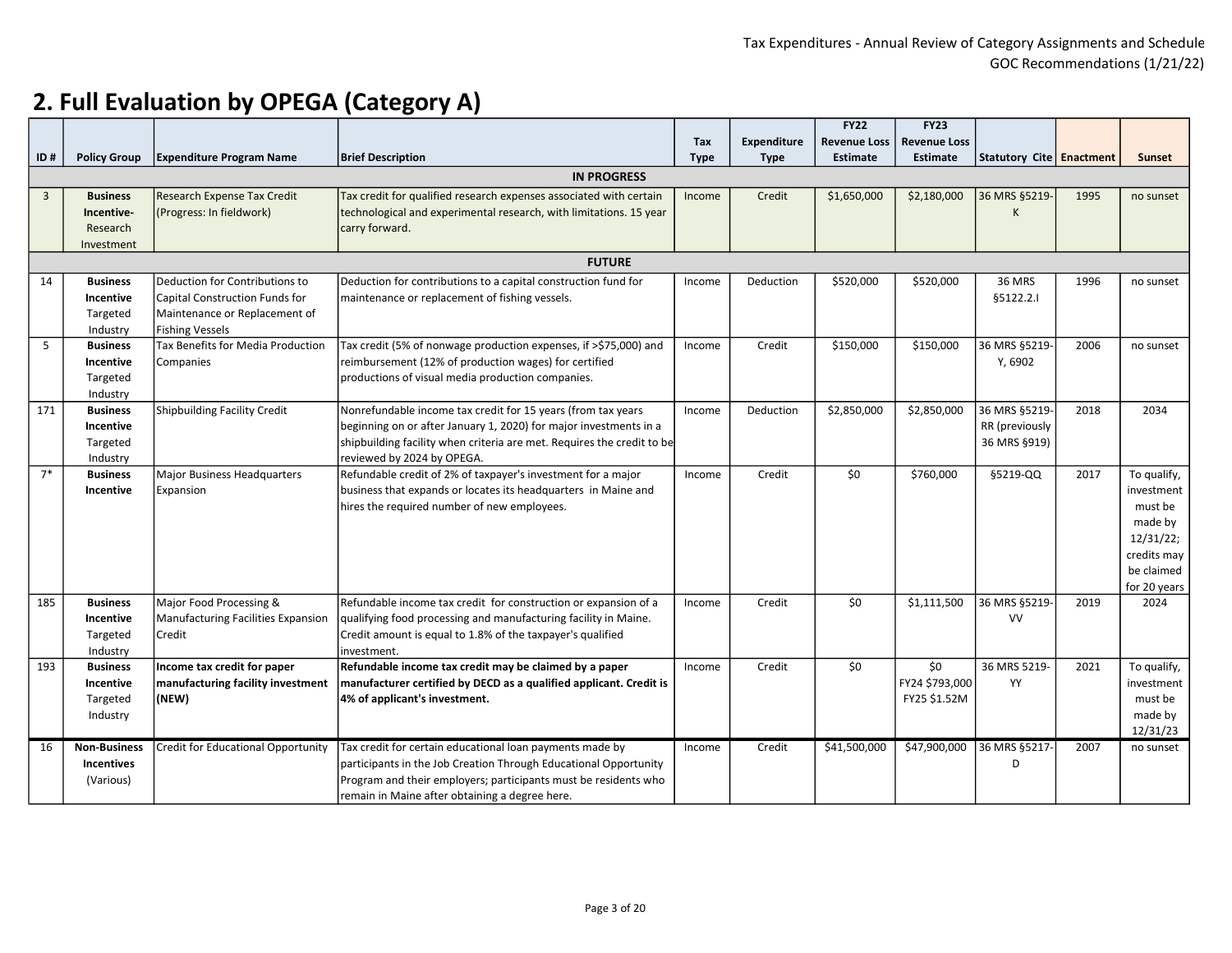## 2. Full Evaluation by OPEGA (Category A)

| ID # | Policy Group | Expenditure Program Name | Brief Description | Tax Type | Expenditure Type | FY22 Revenue Loss Estimate | FY23 Revenue Loss Estimate | Statutory Cite | Enactment | Sunset |
|---|---|---|---|---|---|---|---|---|---|---|
| | | | **IN PROGRESS** | | | | | | | |
| 3 | **Business Incentive-** Research Investment | Research Expense Tax Credit (Progress: In fieldwork) | Tax credit for qualified research expenses associated with certain technological and experimental research, with limitations. 15 year carry forward. | Income | Credit | $1,650,000 | $2,180,000 | 36 MRS §5219-K | 1995 | no sunset |
| | | | **FUTURE** | | | | | | | |
| 14 | **Business Incentive** Targeted Industry | Deduction for Contributions to Capital Construction Funds for Maintenance or Replacement of Fishing Vessels | Deduction for contributions to a capital construction fund for maintenance or replacement of fishing vessels. | Income | Deduction | $520,000 | $520,000 | 36 MRS §5122.2.I | 1996 | no sunset |
| 5 | **Business Incentive** Targeted Industry | Tax Benefits for Media Production Companies | Tax credit (5% of nonwage production expenses, if >$75,000) and reimbursement (12% of production wages) for certified productions of visual media production companies. | Income | Credit | $150,000 | $150,000 | 36 MRS §5219-Y, 6902 | 2006 | no sunset |
| 171 | **Business Incentive** Targeted Industry | Shipbuilding Facility Credit | Nonrefundable income tax credit for 15 years (from tax years beginning on or after January 1, 2020) for major investments in a shipbuilding facility when criteria are met. Requires the credit to be reviewed by 2024 by OPEGA. | Income | Deduction | $2,850,000 | $2,850,000 | 36 MRS §5219-RR (previously 36 MRS §919) | 2018 | 2034 |
| 7* | **Business Incentive** | Major Business Headquarters Expansion | Refundable credit of 2% of taxpayer's investment for a major business that expands or locates its headquarters in Maine and hires the required number of new employees. | Income | Credit | $0 | $760,000 | §5219-QQ | 2017 | To qualify, investment must be made by 12/31/22; credits may be claimed for 20 years |
| 185 | **Business Incentive** Targeted Industry | Major Food Processing & Manufacturing Facilities Expansion Credit | Refundable income tax credit for construction or expansion of a qualifying food processing and manufacturing facility in Maine. Credit amount is equal to 1.8% of the taxpayer's qualified investment. | Income | Credit | $0 | $1,111,500 | 36 MRS §5219-VV | 2019 | 2024 |
| 193 | **Business Incentive** Targeted Industry | **Income tax credit for paper manufacturing facility investment (NEW)** | **Refundable income tax credit may be claimed by a paper manufacturer certified by DECD as a qualified applicant. Credit is 4% of applicant's investment.** | Income | Credit | $0 | $0 FY24 $793,000 FY25 $1.52M | 36 MRS 5219-YY | 2021 | To qualify, investment must be made by 12/31/23 |
| 16 | **Non-Business Incentives** (Various) | Credit for Educational Opportunity | Tax credit for certain educational loan payments made by participants in the Job Creation Through Educational Opportunity Program and their employers; participants must be residents who remain in Maine after obtaining a degree here. | Income | Credit | $41,500,000 | $47,900,000 | 36 MRS §5217-D | 2007 | no sunset |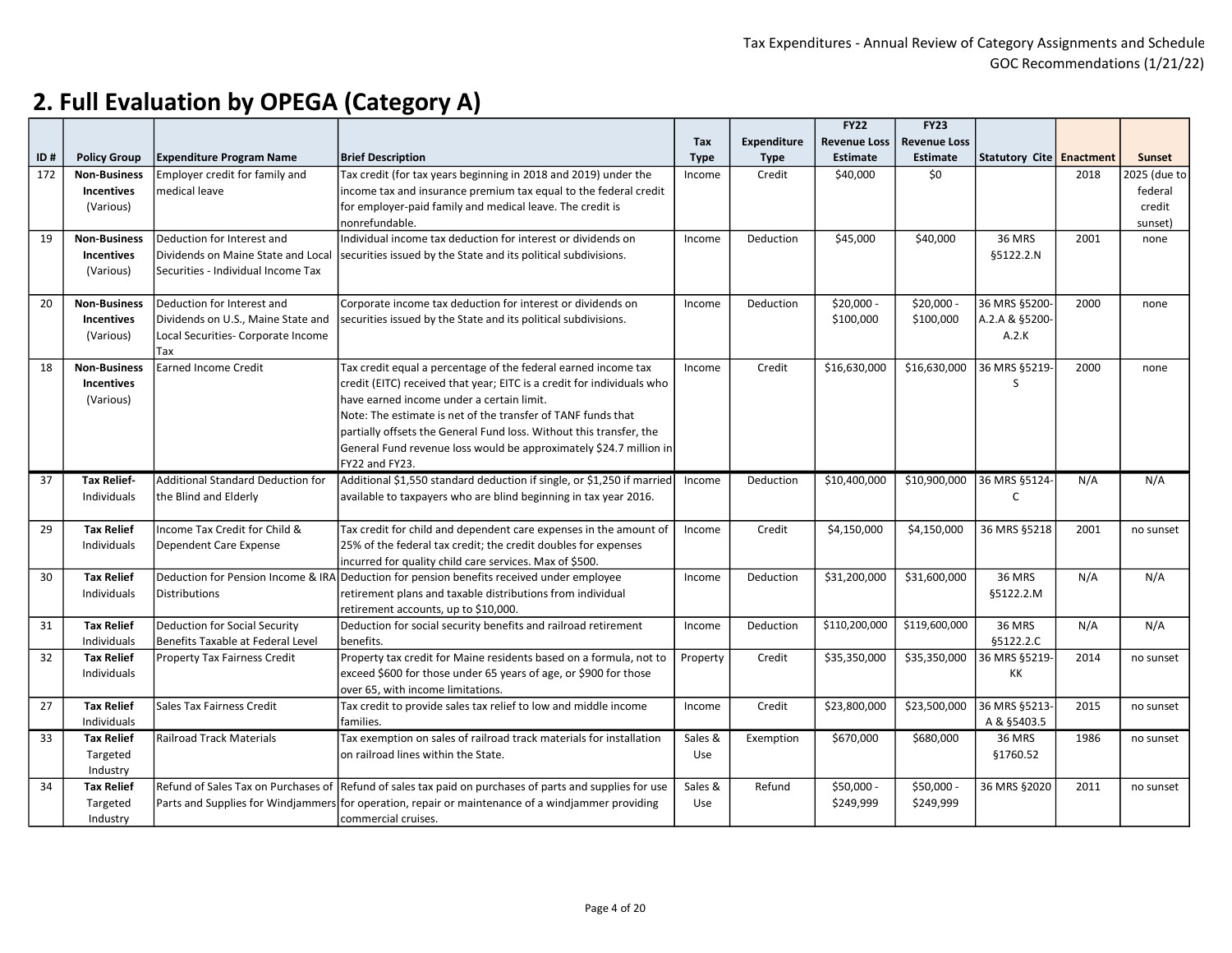## 2. Full Evaluation by OPEGA (Category A)

| ID # | Policy Group | Expenditure Program Name | Brief Description | Tax Type | Expenditure Type | FY22 Revenue Loss Estimate | FY23 Revenue Loss Estimate | Statutory Cite | Enactment | Sunset |
|---|---|---|---|---|---|---|---|---|---|---|
| 172 | **Non-Business Incentives** (Various) | Employer credit for family and medical leave | Tax credit (for tax years beginning in 2018 and 2019) under the income tax and insurance premium tax equal to the federal credit for employer-paid family and medical leave. The credit is nonrefundable. | Income | Credit | $40,000 | $0 | | 2018 | 2025 (due to federal credit sunset) |
| 19 | **Non-Business Incentives** (Various) | Deduction for Interest and Dividends on Maine State and Local Securities - Individual Income Tax | Individual income tax deduction for interest or dividends on securities issued by the State and its political subdivisions. | Income | Deduction | $45,000 | $40,000 | 36 MRS §5122.2.N | 2001 | none |
| 20 | **Non-Business Incentives** (Various) | Deduction for Interest and Dividends on U.S., Maine State and Local Securities- Corporate Income Tax | Corporate income tax deduction for interest or dividends on securities issued by the State and its political subdivisions. | Income | Deduction | $20,000 - $100,000 | $20,000 - $100,000 | 36 MRS §5200-A.2.A & §5200-A.2.K | 2000 | none |
| 18 | **Non-Business Incentives** (Various) | Earned Income Credit | Tax credit equal a percentage of the federal earned income tax credit (EITC) received that year; EITC is a credit for individuals who have earned income under a certain limit.<br>Note: The estimate is net of the transfer of TANF funds that partially offsets the General Fund loss. Without this transfer, the General Fund revenue loss would be approximately $24.7 million in FY22 and FY23. | Income | Credit | $16,630,000 | $16,630,000 | 36 MRS §5219-S | 2000 | none |
| 37 | **Tax Relief-** Individuals | Additional Standard Deduction for the Blind and Elderly | Additional $1,550 standard deduction if single, or $1,250 if married available to taxpayers who are blind beginning in tax year 2016. | Income | Deduction | $10,400,000 | $10,900,000 | 36 MRS §5124-C | N/A | N/A |
| 29 | **Tax Relief** Individuals | Income Tax Credit for Child & Dependent Care Expense | Tax credit for child and dependent care expenses in the amount of 25% of the federal tax credit; the credit doubles for expenses incurred for quality child care services. Max of $500. | Income | Credit | $4,150,000 | $4,150,000 | 36 MRS §5218 | 2001 | no sunset |
| 30 | **Tax Relief** Individuals | Deduction for Pension Income & IRA Distributions | Deduction for pension benefits received under employee retirement plans and taxable distributions from individual retirement accounts, up to $10,000. | Income | Deduction | $31,200,000 | $31,600,000 | 36 MRS §5122.2.M | N/A | N/A |
| 31 | **Tax Relief** Individuals | Deduction for Social Security Benefits Taxable at Federal Level | Deduction for social security benefits and railroad retirement benefits. | Income | Deduction | $110,200,000 | $119,600,000 | 36 MRS §5122.2.C | N/A | N/A |
| 32 | **Tax Relief** Individuals | Property Tax Fairness Credit | Property tax credit for Maine residents based on a formula, not to exceed $600 for those under 65 years of age, or $900 for those over 65, with income limitations. | Property | Credit | $35,350,000 | $35,350,000 | 36 MRS §5219-KK | 2014 | no sunset |
| 27 | **Tax Relief** Individuals | Sales Tax Fairness Credit | Tax credit to provide sales tax relief to low and middle income families. | Income | Credit | $23,800,000 | $23,500,000 | 36 MRS §5213-A & §5403.5 | 2015 | no sunset |
| 33 | **Tax Relief** Targeted Industry | Railroad Track Materials | Tax exemption on sales of railroad track materials for installation on railroad lines within the State. | Sales & Use | Exemption | $670,000 | $680,000 | 36 MRS §1760.52 | 1986 | no sunset |
| 34 | **Tax Relief** Targeted Industry | Refund of Sales Tax on Purchases of Parts and Supplies for Windjammers | Refund of sales tax paid on purchases of parts and supplies for use for operation, repair or maintenance of a windjammer providing commercial cruises. | Sales & Use | Refund | $50,000 - $249,999 | $50,000 - $249,999 | 36 MRS §2020 | 2011 | no sunset |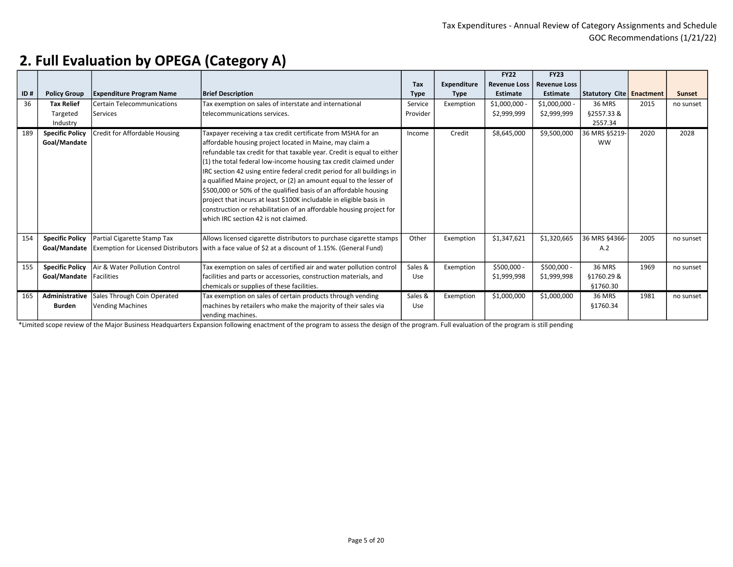## 2. Full Evaluation by OPEGA (Category A)

| ID # | Policy Group | Expenditure Program Name | Brief Description | Tax Type | Expenditure Type | FY22 Revenue Loss Estimate | FY23 Revenue Loss Estimate | Statutory Cite | Enactment | Sunset |
|---|---|---|---|---|---|---|---|---|---|---|
| 36 | **Tax Relief** Targeted Industry | Certain Telecommunications Services | Tax exemption on sales of interstate and international telecommunications services. | Service Provider | Exemption | $1,000,000 - $2,999,999 | $1,000,000 - $2,999,999 | 36 MRS §2557.33 & 2557.34 | 2015 | no sunset |
| 189 | **Specific Policy Goal/Mandate** | Credit for Affordable Housing | Taxpayer receiving a tax credit certificate from MSHA for an affordable housing project located in Maine, may claim a refundable tax credit for that taxable year. Credit is equal to either (1) the total federal low-income housing tax credit claimed under IRC section 42 using entire federal credit period for all buildings in a qualified Maine project, or (2) an amount equal to the lesser of $500,000 or 50% of the qualified basis of an affordable housing project that incurs at least $100K includable in eligible basis in construction or rehabilitation of an affordable housing project for which IRC section 42 is not claimed. | Income | Credit | $8,645,000 | $9,500,000 | 36 MRS §5219-WW | 2020 | 2028 |
| 154 | **Specific Policy Goal/Mandate** | Partial Cigarette Stamp Tax Exemption for Licensed Distributors | Allows licensed cigarette distributors to purchase cigarette stamps with a face value of $2 at a discount of 1.15%. (General Fund) | Other | Exemption | $1,347,621 | $1,320,665 | 36 MRS §4366-A.2 | 2005 | no sunset |
| 155 | **Specific Policy Goal/Mandate** | Air & Water Pollution Control Facilities | Tax exemption on sales of certified air and water pollution control facilities and parts or accessories, construction materials, and chemicals or supplies of these facilities. | Sales & Use | Exemption | $500,000 - $1,999,998 | $500,000 - $1,999,998 | 36 MRS §1760.29 & §1760.30 | 1969 | no sunset |
| 165 | **Administrative Burden** | Sales Through Coin Operated Vending Machines | Tax exemption on sales of certain products through vending machines by retailers who make the majority of their sales via vending machines. | Sales & Use | Exemption | $1,000,000 | $1,000,000 | 36 MRS §1760.34 | 1981 | no sunset |

*Limited scope review of the Major Business Headquarters Expansion following enactment of the program to assess the design of the program. Full evaluation of the program is still pending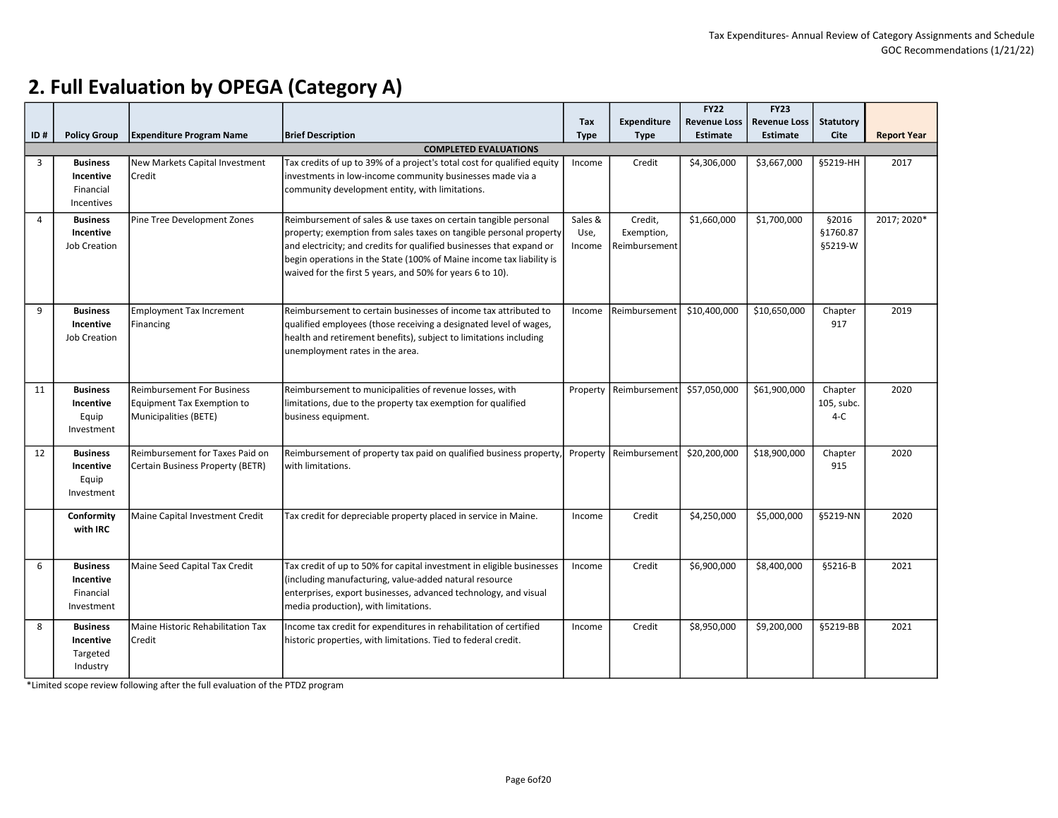## 2. Full Evaluation by OPEGA (Category A)

| ID # | Policy Group | Expenditure Program Name | Brief Description | Tax Type | Expenditure Type | FY22 Revenue Loss Estimate | FY23 Revenue Loss Estimate | Statutory Cite | Report Year |
|---|---|---|---|---|---|---|---|---|---|
| | | | **COMPLETED EVALUATIONS** | | | | | | |
| 3 | **Business Incentive** Financial Incentives | New Markets Capital Investment Credit | Tax credits of up to 39% of a project's total cost for qualified equity investments in low-income community businesses made via a community development entity, with limitations. | Income | Credit | $4,306,000 | $3,667,000 | §5219-HH | 2017 |
| 4 | **Business Incentive** Job Creation | Pine Tree Development Zones | Reimbursement of sales & use taxes on certain tangible personal property; exemption from sales taxes on tangible personal property and electricity; and credits for qualified businesses that expand or begin operations in the State (100% of Maine income tax liability is waived for the first 5 years, and 50% for years 6 to 10). | Sales & Use, Income | Credit, Exemption, Reimbursement | $1,660,000 | $1,700,000 | §2016 §1760.87 §5219-W | 2017; 2020* |
| 9 | **Business Incentive** Job Creation | Employment Tax Increment Financing | Reimbursement to certain businesses of income tax attributed to qualified employees (those receiving a designated level of wages, health and retirement benefits), subject to limitations including unemployment rates in the area. | Income | Reimbursement | $10,400,000 | $10,650,000 | Chapter 917 | 2019 |
| 11 | **Business Incentive** Equip Investment | Reimbursement For Business Equipment Tax Exemption to Municipalities (BETE) | Reimbursement to municipalities of revenue losses, with limitations, due to the property tax exemption for qualified business equipment. | Property | Reimbursement | $57,050,000 | $61,900,000 | Chapter 105, subc. 4-C | 2020 |
| 12 | **Business Incentive** Equip Investment | Reimbursement for Taxes Paid on Certain Business Property (BETR) | Reimbursement of property tax paid on qualified business property, with limitations. | Property | Reimbursement | $20,200,000 | $18,900,000 | Chapter 915 | 2020 |
| | **Conformity with IRC** | Maine Capital Investment Credit | Tax credit for depreciable property placed in service in Maine. | Income | Credit | $4,250,000 | $5,000,000 | §5219-NN | 2020 |
| 6 | **Business Incentive** Financial Investment | Maine Seed Capital Tax Credit | Tax credit of up to 50% for capital investment in eligible businesses (including manufacturing, value-added natural resource enterprises, export businesses, advanced technology, and visual media production), with limitations. | Income | Credit | $6,900,000 | $8,400,000 | §5216-B | 2021 |
| 8 | **Business Incentive** Targeted Industry | Maine Historic Rehabilitation Tax Credit | Income tax credit for expenditures in rehabilitation of certified historic properties, with limitations. Tied to federal credit. | Income | Credit | $8,950,000 | $9,200,000 | §5219-BB | 2021 |

*Limited scope review following after the full evaluation of the PTDZ program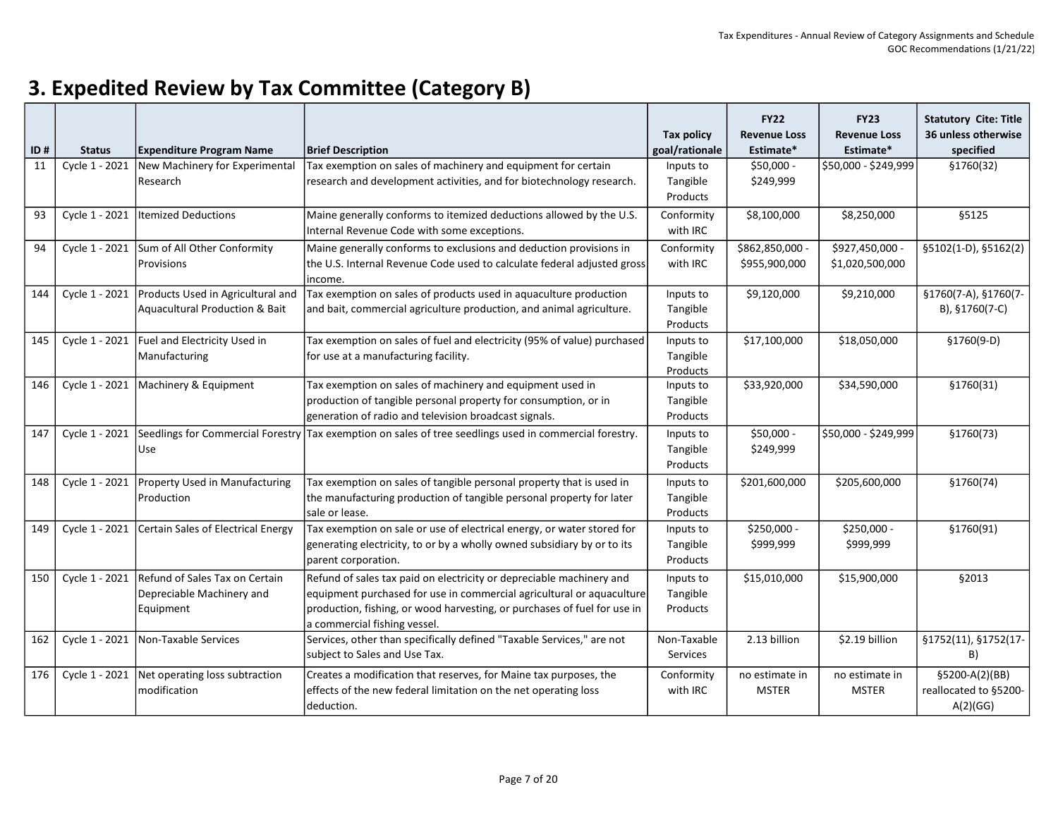# 3. Expedited Review by Tax Committee (Category B)

| ID # | Status | Expenditure Program Name | Brief Description | Tax policy goal/rationale | FY22 Revenue Loss Estimate* | FY23 Revenue Loss Estimate* | Statutory Cite: Title 36 unless otherwise specified |
|---|---|---|---|---|---|---|---|
| 11 | Cycle 1 - 2021 | New Machinery for Experimental Research | Tax exemption on sales of machinery and equipment for certain research and development activities, and for biotechnology research. | Inputs to Tangible Products | $50,000 - $249,999 | $50,000 - $249,999 | §1760(32) |
| 93 | Cycle 1 - 2021 | Itemized Deductions | Maine generally conforms to itemized deductions allowed by the U.S. Internal Revenue Code with some exceptions. | Conformity with IRC | $8,100,000 | $8,250,000 | §5125 |
| 94 | Cycle 1 - 2021 | Sum of All Other Conformity Provisions | Maine generally conforms to exclusions and deduction provisions in the U.S. Internal Revenue Code used to calculate federal adjusted gross income. | Conformity with IRC | $862,850,000 - $955,900,000 | $927,450,000 - $1,020,500,000 | §5102(1-D), §5162(2) |
| 144 | Cycle 1 - 2021 | Products Used in Agricultural and Aquacultural Production & Bait | Tax exemption on sales of products used in aquaculture production and bait, commercial agriculture production, and animal agriculture. | Inputs to Tangible Products | $9,120,000 | $9,210,000 | §1760(7-A), §1760(7-B), §1760(7-C) |
| 145 | Cycle 1 - 2021 | Fuel and Electricity Used in Manufacturing | Tax exemption on sales of fuel and electricity (95% of value) purchased for use at a manufacturing facility. | Inputs to Tangible Products | $17,100,000 | $18,050,000 | §1760(9-D) |
| 146 | Cycle 1 - 2021 | Machinery & Equipment | Tax exemption on sales of machinery and equipment used in production of tangible personal property for consumption, or in generation of radio and television broadcast signals. | Inputs to Tangible Products | $33,920,000 | $34,590,000 | §1760(31) |
| 147 | Cycle 1 - 2021 | Seedlings for Commercial Forestry Use | Tax exemption on sales of tree seedlings used in commercial forestry. | Inputs to Tangible Products | $50,000 - $249,999 | $50,000 - $249,999 | §1760(73) |
| 148 | Cycle 1 - 2021 | Property Used in Manufacturing Production | Tax exemption on sales of tangible personal property that is used in the manufacturing production of tangible personal property for later sale or lease. | Inputs to Tangible Products | $201,600,000 | $205,600,000 | §1760(74) |
| 149 | Cycle 1 - 2021 | Certain Sales of Electrical Energy | Tax exemption on sale or use of electrical energy, or water stored for generating electricity, to or by a wholly owned subsidiary by or to its parent corporation. | Inputs to Tangible Products | $250,000 - $999,999 | $250,000 - $999,999 | §1760(91) |
| 150 | Cycle 1 - 2021 | Refund of Sales Tax on Certain Depreciable Machinery and Equipment | Refund of sales tax paid on electricity or depreciable machinery and equipment purchased for use in commercial agricultural or aquaculture production, fishing, or wood harvesting, or purchases of fuel for use in a commercial fishing vessel. | Inputs to Tangible Products | $15,010,000 | $15,900,000 | §2013 |
| 162 | Cycle 1 - 2021 | Non-Taxable Services | Services, other than specifically defined "Taxable Services," are not subject to Sales and Use Tax. | Non-Taxable Services | 2.13 billion | $2.19 billion | §1752(11), §1752(17-B) |
| 176 | Cycle 1 - 2021 | Net operating loss subtraction modification | Creates a modification that reserves, for Maine tax purposes, the effects of the new federal limitation on the net operating loss deduction. | Conformity with IRC | no estimate in MSTER | no estimate in MSTER | §5200-A(2)(BB) reallocated to §5200-A(2)(GG) |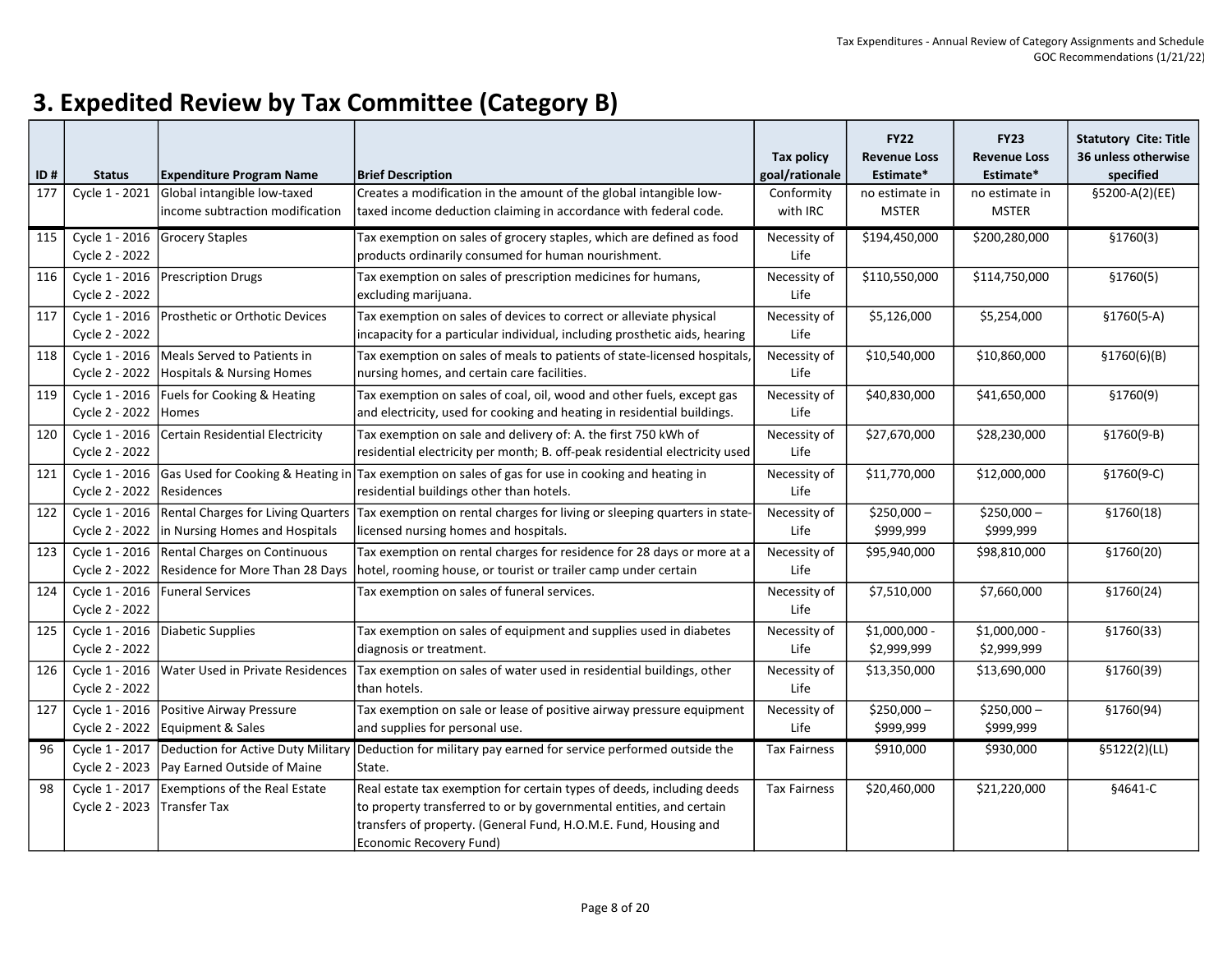## 3. Expedited Review by Tax Committee (Category B)

| ID # | Status | Expenditure Program Name | Brief Description | Tax policy goal/rationale | FY22 Revenue Loss Estimate* | FY23 Revenue Loss Estimate* | Statutory Cite: Title 36 unless otherwise specified |
|---|---|---|---|---|---|---|---|
| 177 | Cycle 1 - 2021 | Global intangible low-taxed income subtraction modification | Creates a modification in the amount of the global intangible low-taxed income deduction claiming in accordance with federal code. | Conformity with IRC | no estimate in MSTER | no estimate in MSTER | §5200-A(2)(EE) |
| 115 | Cycle 1 - 2016 Cycle 2 - 2022 | Grocery Staples | Tax exemption on sales of grocery staples, which are defined as food products ordinarily consumed for human nourishment. | Necessity of Life | $194,450,000 | $200,280,000 | §1760(3) |
| 116 | Cycle 1 - 2016 Cycle 2 - 2022 | Prescription Drugs | Tax exemption on sales of prescription medicines for humans, excluding marijuana. | Necessity of Life | $110,550,000 | $114,750,000 | §1760(5) |
| 117 | Cycle 1 - 2016 Cycle 2 - 2022 | Prosthetic or Orthotic Devices | Tax exemption on sales of devices to correct or alleviate physical incapacity for a particular individual, including prosthetic aids, hearing | Necessity of Life | $5,126,000 | $5,254,000 | §1760(5-A) |
| 118 | Cycle 1 - 2016 Cycle 2 - 2022 | Meals Served to Patients in Hospitals & Nursing Homes | Tax exemption on sales of meals to patients of state-licensed hospitals, nursing homes, and certain care facilities. | Necessity of Life | $10,540,000 | $10,860,000 | §1760(6)(B) |
| 119 | Cycle 1 - 2016 Cycle 2 - 2022 | Fuels for Cooking & Heating Homes | Tax exemption on sales of coal, oil, wood and other fuels, except gas and electricity, used for cooking and heating in residential buildings. | Necessity of Life | $40,830,000 | $41,650,000 | §1760(9) |
| 120 | Cycle 1 - 2016 Cycle 2 - 2022 | Certain Residential Electricity | Tax exemption on sale and delivery of: A. the first 750 kWh of residential electricity per month; B. off-peak residential electricity used | Necessity of Life | $27,670,000 | $28,230,000 | §1760(9-B) |
| 121 | Cycle 1 - 2016 Cycle 2 - 2022 | Gas Used for Cooking & Heating in Residences | Tax exemption on sales of gas for use in cooking and heating in residential buildings other than hotels. | Necessity of Life | $11,770,000 | $12,000,000 | §1760(9-C) |
| 122 | Cycle 1 - 2016 Cycle 2 - 2022 | Rental Charges for Living Quarters in Nursing Homes and Hospitals | Tax exemption on rental charges for living or sleeping quarters in state-licensed nursing homes and hospitals. | Necessity of Life | $250,000 – $999,999 | $250,000 – $999,999 | §1760(18) |
| 123 | Cycle 1 - 2016 Cycle 2 - 2022 | Rental Charges on Continuous Residence for More Than 28 Days | Tax exemption on rental charges for residence for 28 days or more at a hotel, rooming house, or tourist or trailer camp under certain | Necessity of Life | $95,940,000 | $98,810,000 | §1760(20) |
| 124 | Cycle 1 - 2016 Cycle 2 - 2022 | Funeral Services | Tax exemption on sales of funeral services. | Necessity of Life | $7,510,000 | $7,660,000 | §1760(24) |
| 125 | Cycle 1 - 2016 Cycle 2 - 2022 | Diabetic Supplies | Tax exemption on sales of equipment and supplies used in diabetes diagnosis or treatment. | Necessity of Life | $1,000,000 - $2,999,999 | $1,000,000 - $2,999,999 | §1760(33) |
| 126 | Cycle 1 - 2016 Cycle 2 - 2022 | Water Used in Private Residences | Tax exemption on sales of water used in residential buildings, other than hotels. | Necessity of Life | $13,350,000 | $13,690,000 | §1760(39) |
| 127 | Cycle 1 - 2016 Cycle 2 - 2022 | Positive Airway Pressure Equipment & Sales | Tax exemption on sale or lease of positive airway pressure equipment and supplies for personal use. | Necessity of Life | $250,000 – $999,999 | $250,000 – $999,999 | §1760(94) |
| 96 | Cycle 1 - 2017 Cycle 2 - 2023 | Deduction for Active Duty Military Pay Earned Outside of Maine | Deduction for military pay earned for service performed outside the State. | Tax Fairness | $910,000 | $930,000 | §5122(2)(LL) |
| 98 | Cycle 1 - 2017 Cycle 2 - 2023 | Exemptions of the Real Estate Transfer Tax | Real estate tax exemption for certain types of deeds, including deeds to property transferred to or by governmental entities, and certain transfers of property. (General Fund, H.O.M.E. Fund, Housing and Economic Recovery Fund) | Tax Fairness | $20,460,000 | $21,220,000 | §4641-C |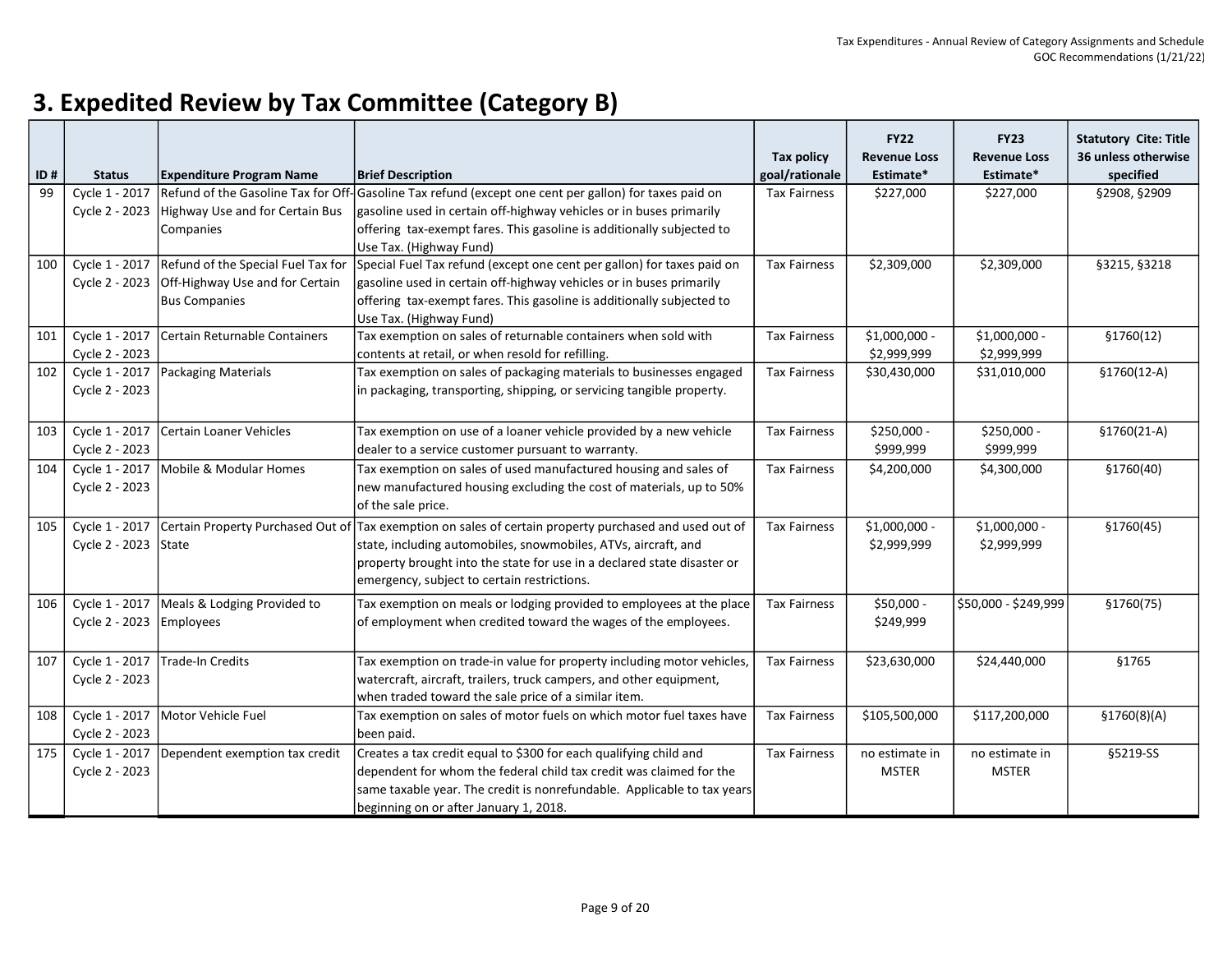# 3. Expedited Review by Tax Committee (Category B)

| ID # | Status | Expenditure Program Name | Brief Description | Tax policy goal/rationale | FY22 Revenue Loss Estimate* | FY23 Revenue Loss Estimate* | Statutory Cite: Title 36 unless otherwise specified |
|---|---|---|---|---|---|---|---|
| 99 | Cycle 1 - 2017 Cycle 2 - 2023 | Refund of the Gasoline Tax for Off-Highway Use and for Certain Bus Companies | Gasoline Tax refund (except one cent per gallon) for taxes paid on gasoline used in certain off-highway vehicles or in buses primarily offering tax-exempt fares. This gasoline is additionally subjected to Use Tax. (Highway Fund) | Tax Fairness | $227,000 | $227,000 | §2908, §2909 |
| 100 | Cycle 1 - 2017 Cycle 2 - 2023 | Refund of the Special Fuel Tax for Off-Highway Use and for Certain Bus Companies | Special Fuel Tax refund (except one cent per gallon) for taxes paid on gasoline used in certain off-highway vehicles or in buses primarily offering tax-exempt fares. This gasoline is additionally subjected to Use Tax. (Highway Fund) | Tax Fairness | $2,309,000 | $2,309,000 | §3215, §3218 |
| 101 | Cycle 1 - 2017 Cycle 2 - 2023 | Certain Returnable Containers | Tax exemption on sales of returnable containers when sold with contents at retail, or when resold for refilling. | Tax Fairness | $1,000,000 - $2,999,999 | $1,000,000 - $2,999,999 | §1760(12) |
| 102 | Cycle 1 - 2017 Cycle 2 - 2023 | Packaging Materials | Tax exemption on sales of packaging materials to businesses engaged in packaging, transporting, shipping, or servicing tangible property. | Tax Fairness | $30,430,000 | $31,010,000 | §1760(12-A) |
| 103 | Cycle 1 - 2017 Cycle 2 - 2023 | Certain Loaner Vehicles | Tax exemption on use of a loaner vehicle provided by a new vehicle dealer to a service customer pursuant to warranty. | Tax Fairness | $250,000 - $999,999 | $250,000 - $999,999 | §1760(21-A) |
| 104 | Cycle 1 - 2017 Cycle 2 - 2023 | Mobile & Modular Homes | Tax exemption on sales of used manufactured housing and sales of new manufactured housing excluding the cost of materials, up to 50% of the sale price. | Tax Fairness | $4,200,000 | $4,300,000 | §1760(40) |
| 105 | Cycle 1 - 2017 Cycle 2 - 2023 | Certain Property Purchased Out of State | Tax exemption on sales of certain property purchased and used out of state, including automobiles, snowmobiles, ATVs, aircraft, and property brought into the state for use in a declared state disaster or emergency, subject to certain restrictions. | Tax Fairness | $1,000,000 - $2,999,999 | $1,000,000 - $2,999,999 | §1760(45) |
| 106 | Cycle 1 - 2017 Cycle 2 - 2023 | Meals & Lodging Provided to Employees | Tax exemption on meals or lodging provided to employees at the place of employment when credited toward the wages of the employees. | Tax Fairness | $50,000 - $249,999 | $50,000 - $249,999 | §1760(75) |
| 107 | Cycle 1 - 2017 Cycle 2 - 2023 | Trade-In Credits | Tax exemption on trade-in value for property including motor vehicles, watercraft, aircraft, trailers, truck campers, and other equipment, when traded toward the sale price of a similar item. | Tax Fairness | $23,630,000 | $24,440,000 | §1765 |
| 108 | Cycle 1 - 2017 Cycle 2 - 2023 | Motor Vehicle Fuel | Tax exemption on sales of motor fuels on which motor fuel taxes have been paid. | Tax Fairness | $105,500,000 | $117,200,000 | §1760(8)(A) |
| 175 | Cycle 1 - 2017 Cycle 2 - 2023 | Dependent exemption tax credit | Creates a tax credit equal to $300 for each qualifying child and dependent for whom the federal child tax credit was claimed for the same taxable year. The credit is nonrefundable. Applicable to tax years beginning on or after January 1, 2018. | Tax Fairness | no estimate in MSTER | no estimate in MSTER | §5219-SS |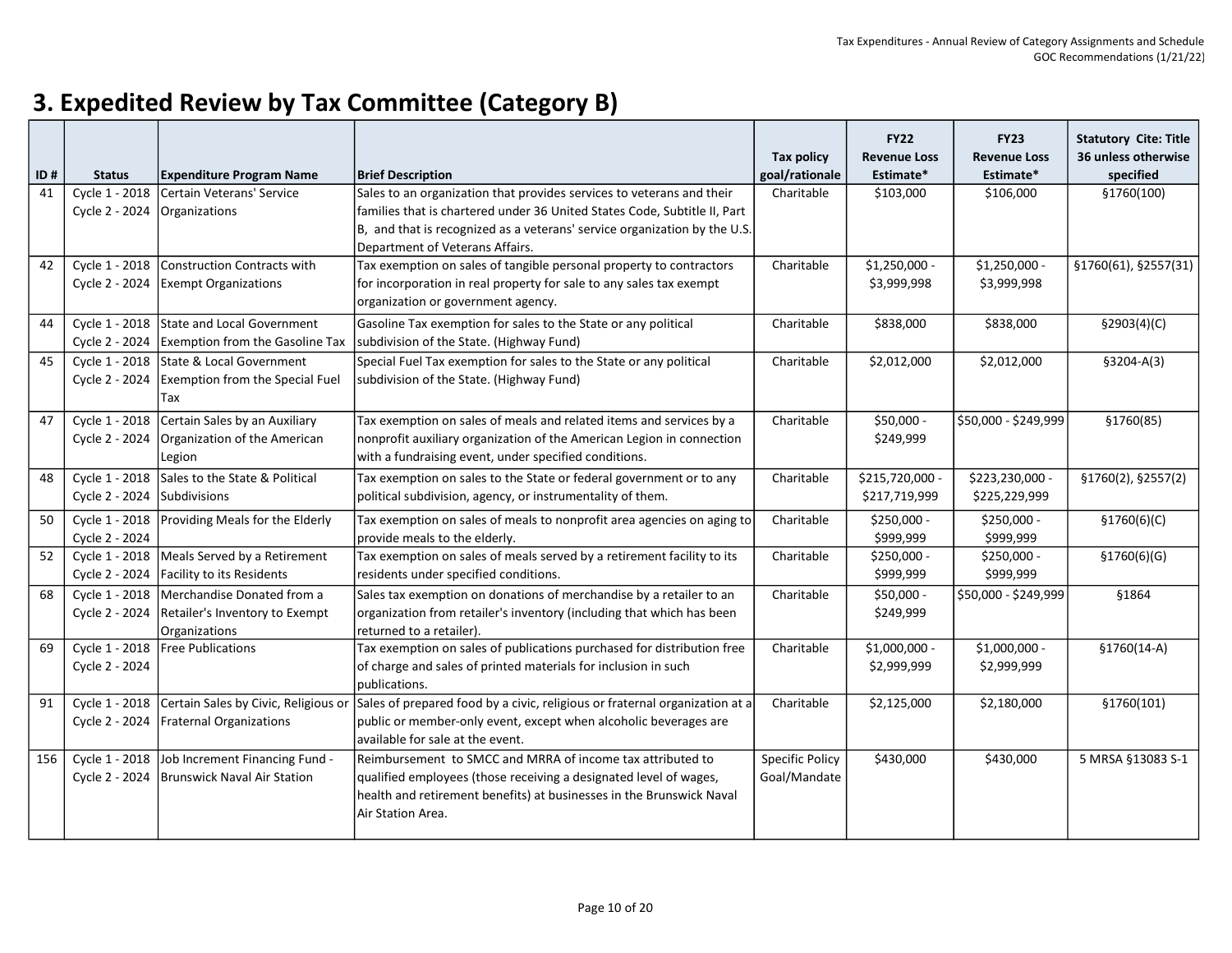# 3. Expedited Review by Tax Committee (Category B)

| ID # | Status | Expenditure Program Name | Brief Description | Tax policy goal/rationale | FY22 Revenue Loss Estimate* | FY23 Revenue Loss Estimate* | Statutory Cite: Title 36 unless otherwise specified |
|---|---|---|---|---|---|---|---|
| 41 | Cycle 1 - 2018 Cycle 2 - 2024 | Certain Veterans' Service Organizations | Sales to an organization that provides services to veterans and their families that is chartered under 36 United States Code, Subtitle II, Part B, and that is recognized as a veterans' service organization by the U.S. Department of Veterans Affairs. | Charitable | $103,000 | $106,000 | §1760(100) |
| 42 | Cycle 1 - 2018 Cycle 2 - 2024 | Construction Contracts with Exempt Organizations | Tax exemption on sales of tangible personal property to contractors for incorporation in real property for sale to any sales tax exempt organization or government agency. | Charitable | $1,250,000 - $3,999,998 | $1,250,000 - $3,999,998 | §1760(61), §2557(31) |
| 44 | Cycle 1 - 2018 Cycle 2 - 2024 | State and Local Government Exemption from the Gasoline Tax | Gasoline Tax exemption for sales to the State or any political subdivision of the State. (Highway Fund) | Charitable | $838,000 | $838,000 | §2903(4)(C) |
| 45 | Cycle 1 - 2018 Cycle 2 - 2024 | State & Local Government Exemption from the Special Fuel Tax | Special Fuel Tax exemption for sales to the State or any political subdivision of the State. (Highway Fund) | Charitable | $2,012,000 | $2,012,000 | §3204-A(3) |
| 47 | Cycle 1 - 2018 Cycle 2 - 2024 | Certain Sales by an Auxiliary Organization of the American Legion | Tax exemption on sales of meals and related items and services by a nonprofit auxiliary organization of the American Legion in connection with a fundraising event, under specified conditions. | Charitable | $50,000 - $249,999 | $50,000 - $249,999 | §1760(85) |
| 48 | Cycle 1 - 2018 Cycle 2 - 2024 | Sales to the State & Political Subdivisions | Tax exemption on sales to the State or federal government or to any political subdivision, agency, or instrumentality of them. | Charitable | $215,720,000 - $217,719,999 | $223,230,000 - $225,229,999 | §1760(2), §2557(2) |
| 50 | Cycle 1 - 2018 Cycle 2 - 2024 | Providing Meals for the Elderly | Tax exemption on sales of meals to nonprofit area agencies on aging to provide meals to the elderly. | Charitable | $250,000 - $999,999 | $250,000 - $999,999 | §1760(6)(C) |
| 52 | Cycle 1 - 2018 Cycle 2 - 2024 | Meals Served by a Retirement Facility to its Residents | Tax exemption on sales of meals served by a retirement facility to its residents under specified conditions. | Charitable | $250,000 - $999,999 | $250,000 - $999,999 | §1760(6)(G) |
| 68 | Cycle 1 - 2018 Cycle 2 - 2024 | Merchandise Donated from a Retailer's Inventory to Exempt Organizations | Sales tax exemption on donations of merchandise by a retailer to an organization from retailer's inventory (including that which has been returned to a retailer). | Charitable | $50,000 - $249,999 | $50,000 - $249,999 | §1864 |
| 69 | Cycle 1 - 2018 Cycle 2 - 2024 | Free Publications | Tax exemption on sales of publications purchased for distribution free of charge and sales of printed materials for inclusion in such publications. | Charitable | $1,000,000 - $2,999,999 | $1,000,000 - $2,999,999 | §1760(14-A) |
| 91 | Cycle 1 - 2018 Cycle 2 - 2024 | Certain Sales by Civic, Religious or Fraternal Organizations | Sales of prepared food by a civic, religious or fraternal organization at a public or member-only event, except when alcoholic beverages are available for sale at the event. | Charitable | $2,125,000 | $2,180,000 | §1760(101) |
| 156 | Cycle 1 - 2018 Cycle 2 - 2024 | Job Increment Financing Fund - Brunswick Naval Air Station | Reimbursement to SMCC and MRRA of income tax attributed to qualified employees (those receiving a designated level of wages, health and retirement benefits) at businesses in the Brunswick Naval Air Station Area. | Specific Policy Goal/Mandate | $430,000 | $430,000 | 5 MRSA §13083 S-1 |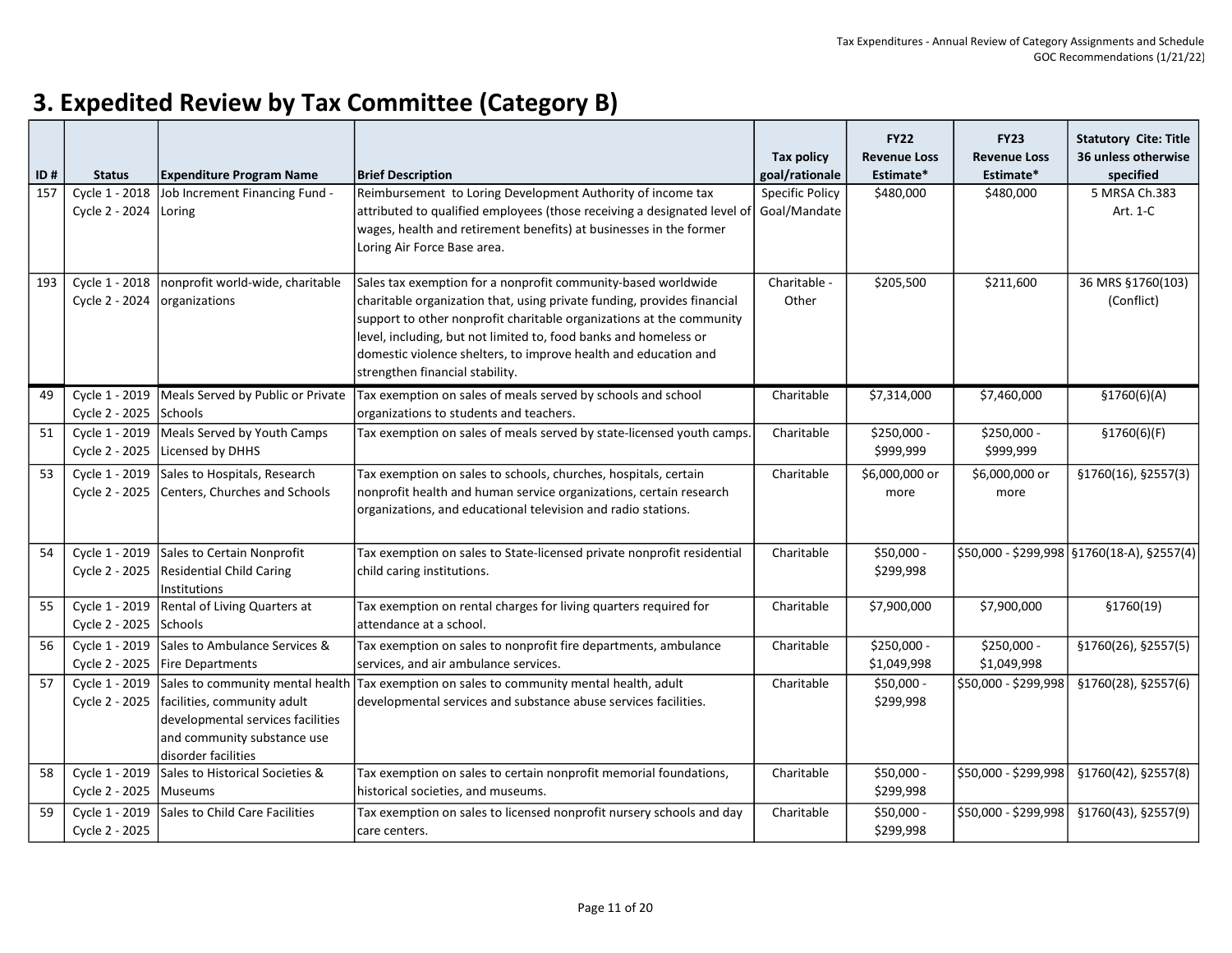# 3. Expedited Review by Tax Committee (Category B)

| ID # | Status | Expenditure Program Name | Brief Description | Tax policy goal/rationale | FY22 Revenue Loss Estimate* | FY23 Revenue Loss Estimate* | Statutory Cite: Title 36 unless otherwise specified |
|---|---|---|---|---|---|---|---|
| 157 | Cycle 1 - 2018 Cycle 2 - 2024 | Job Increment Financing Fund - Loring | Reimbursement to Loring Development Authority of income tax attributed to qualified employees (those receiving a designated level of wages, health and retirement benefits) at businesses in the former Loring Air Force Base area. | Specific Policy Goal/Mandate | $480,000 | $480,000 | 5 MRSA Ch.383 Art. 1-C |
| 193 | Cycle 1 - 2018 Cycle 2 - 2024 | nonprofit world-wide, charitable organizations | Sales tax exemption for a nonprofit community-based worldwide charitable organization that, using private funding, provides financial support to other nonprofit charitable organizations at the community level, including, but not limited to, food banks and homeless or domestic violence shelters, to improve health and education and strengthen financial stability. | Charitable - Other | $205,500 | $211,600 | 36 MRS §1760(103) (Conflict) |
| 49 | Cycle 1 - 2019 Cycle 2 - 2025 | Meals Served by Public or Private Schools | Tax exemption on sales of meals served by schools and school organizations to students and teachers. | Charitable | $7,314,000 | $7,460,000 | §1760(6)(A) |
| 51 | Cycle 1 - 2019 Cycle 2 - 2025 | Meals Served by Youth Camps Licensed by DHHS | Tax exemption on sales of meals served by state-licensed youth camps. | Charitable | $250,000 - $999,999 | $250,000 - $999,999 | §1760(6)(F) |
| 53 | Cycle 1 - 2019 Cycle 2 - 2025 | Sales to Hospitals, Research Centers, Churches and Schools | Tax exemption on sales to schools, churches, hospitals, certain nonprofit health and human service organizations, certain research organizations, and educational television and radio stations. | Charitable | $6,000,000 or more | $6,000,000 or more | §1760(16), §2557(3) |
| 54 | Cycle 1 - 2019 Cycle 2 - 2025 | Sales to Certain Nonprofit Residential Child Caring Institutions | Tax exemption on sales to State-licensed private nonprofit residential child caring institutions. | Charitable | $50,000 - $299,998 | $50,000 - $299,998 | §1760(18-A), §2557(4) |
| 55 | Cycle 1 - 2019 Cycle 2 - 2025 | Rental of Living Quarters at Schools | Tax exemption on rental charges for living quarters required for attendance at a school. | Charitable | $7,900,000 | $7,900,000 | §1760(19) |
| 56 | Cycle 1 - 2019 Cycle 2 - 2025 | Sales to Ambulance Services & Fire Departments | Tax exemption on sales to nonprofit fire departments, ambulance services, and air ambulance services. | Charitable | $250,000 - $1,049,998 | $250,000 - $1,049,998 | §1760(26), §2557(5) |
| 57 | Cycle 1 - 2019 Cycle 2 - 2025 | Sales to community mental health facilities, community adult developmental services facilities and community substance use disorder facilities | Tax exemption on sales to community mental health, adult developmental services and substance abuse services facilities. | Charitable | $50,000 - $299,998 | $50,000 - $299,998 | §1760(28), §2557(6) |
| 58 | Cycle 1 - 2019 Cycle 2 - 2025 | Sales to Historical Societies & Museums | Tax exemption on sales to certain nonprofit memorial foundations, historical societies, and museums. | Charitable | $50,000 - $299,998 | $50,000 - $299,998 | §1760(42), §2557(8) |
| 59 | Cycle 1 - 2019 Cycle 2 - 2025 | Sales to Child Care Facilities | Tax exemption on sales to licensed nonprofit nursery schools and day care centers. | Charitable | $50,000 - $299,998 | $50,000 - $299,998 | §1760(43), §2557(9) |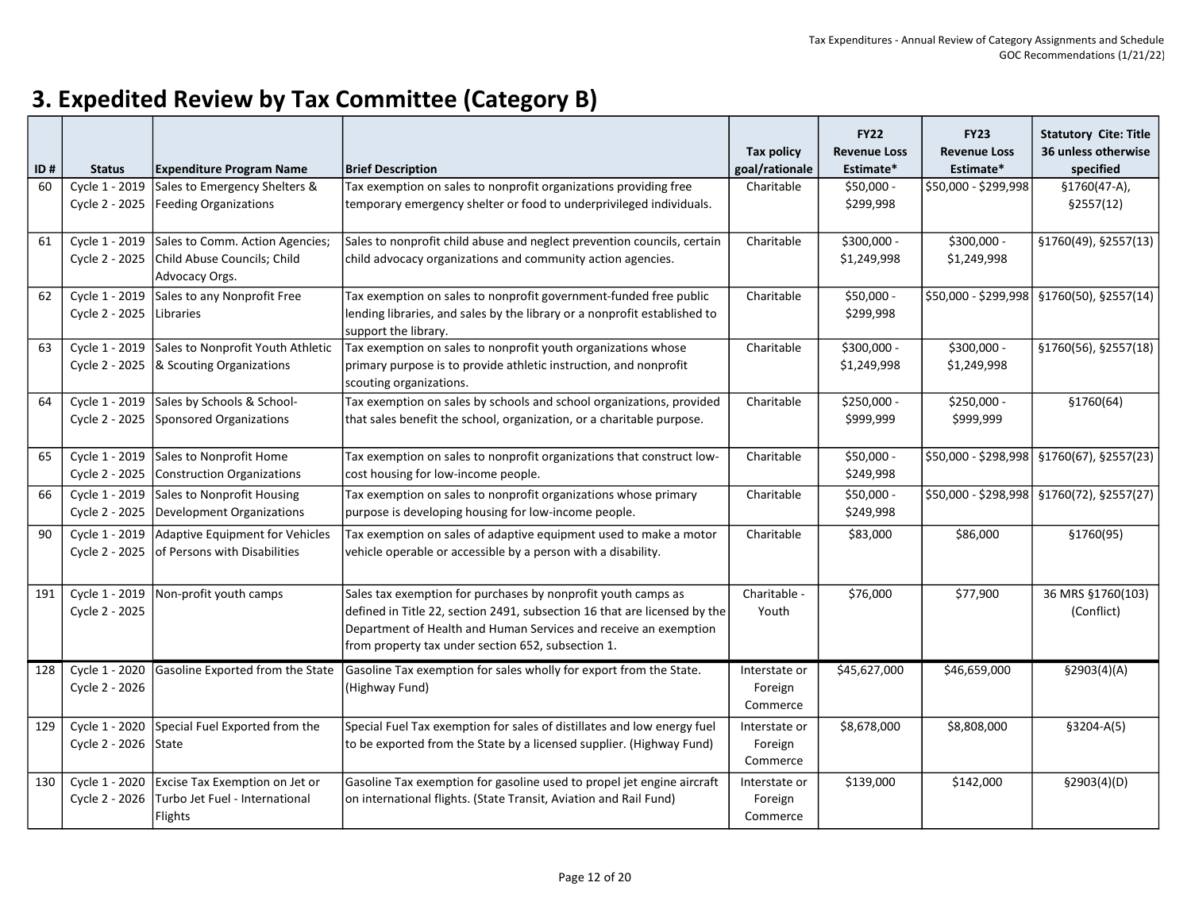# 3. Expedited Review by Tax Committee (Category B)

| ID # | Status | Expenditure Program Name | Brief Description | Tax policy goal/rationale | FY22 Revenue Loss Estimate* | FY23 Revenue Loss Estimate* | Statutory Cite: Title 36 unless otherwise specified |
|---|---|---|---|---|---|---|---|
| 60 | Cycle 1 - 2019 Cycle 2 - 2025 | Sales to Emergency Shelters & Feeding Organizations | Tax exemption on sales to nonprofit organizations providing free temporary emergency shelter or food to underprivileged individuals. | Charitable | $50,000 - $299,998 | $50,000 - $299,998 | §1760(47-A), §2557(12) |
| 61 | Cycle 1 - 2019 Cycle 2 - 2025 | Sales to Comm. Action Agencies; Child Abuse Councils; Child Advocacy Orgs. | Sales to nonprofit child abuse and neglect prevention councils, certain child advocacy organizations and community action agencies. | Charitable | $300,000 - $1,249,998 | $300,000 - $1,249,998 | §1760(49), §2557(13) |
| 62 | Cycle 1 - 2019 Cycle 2 - 2025 | Sales to any Nonprofit Free Libraries | Tax exemption on sales to nonprofit government-funded free public lending libraries, and sales by the library or a nonprofit established to support the library. | Charitable | $50,000 - $299,998 | $50,000 - $299,998 | §1760(50), §2557(14) |
| 63 | Cycle 1 - 2019 Cycle 2 - 2025 | Sales to Nonprofit Youth Athletic & Scouting Organizations | Tax exemption on sales to nonprofit youth organizations whose primary purpose is to provide athletic instruction, and nonprofit scouting organizations. | Charitable | $300,000 - $1,249,998 | $300,000 - $1,249,998 | §1760(56), §2557(18) |
| 64 | Cycle 1 - 2019 Cycle 2 - 2025 | Sales by Schools & School-Sponsored Organizations | Tax exemption on sales by schools and school organizations, provided that sales benefit the school, organization, or a charitable purpose. | Charitable | $250,000 - $999,999 | $250,000 - $999,999 | §1760(64) |
| 65 | Cycle 1 - 2019 Cycle 2 - 2025 | Sales to Nonprofit Home Construction Organizations | Tax exemption on sales to nonprofit organizations that construct low-cost housing for low-income people. | Charitable | $50,000 - $249,998 | $50,000 - $298,998 | §1760(67), §2557(23) |
| 66 | Cycle 1 - 2019 Cycle 2 - 2025 | Sales to Nonprofit Housing Development Organizations | Tax exemption on sales to nonprofit organizations whose primary purpose is developing housing for low-income people. | Charitable | $50,000 - $249,998 | $50,000 - $298,998 | §1760(72), §2557(27) |
| 90 | Cycle 1 - 2019 Cycle 2 - 2025 | Adaptive Equipment for Vehicles of Persons with Disabilities | Tax exemption on sales of adaptive equipment used to make a motor vehicle operable or accessible by a person with a disability. | Charitable | $83,000 | $86,000 | §1760(95) |
| 191 | Cycle 1 - 2019 Cycle 2 - 2025 | Non-profit youth camps | Sales tax exemption for purchases by nonprofit youth camps as defined in Title 22, section 2491, subsection 16 that are licensed by the Department of Health and Human Services and receive an exemption from property tax under section 652, subsection 1. | Charitable - Youth | $76,000 | $77,900 | 36 MRS §1760(103) (Conflict) |
| 128 | Cycle 1 - 2020 Cycle 2 - 2026 | Gasoline Exported from the State | Gasoline Tax exemption for sales wholly for export from the State. (Highway Fund) | Interstate or Foreign Commerce | $45,627,000 | $46,659,000 | §2903(4)(A) |
| 129 | Cycle 1 - 2020 Cycle 2 - 2026 | Special Fuel Exported from the State | Special Fuel Tax exemption for sales of distillates and low energy fuel to be exported from the State by a licensed supplier. (Highway Fund) | Interstate or Foreign Commerce | $8,678,000 | $8,808,000 | §3204-A(5) |
| 130 | Cycle 1 - 2020 Cycle 2 - 2026 | Excise Tax Exemption on Jet or Turbo Jet Fuel - International Flights | Gasoline Tax exemption for gasoline used to propel jet engine aircraft on international flights. (State Transit, Aviation and Rail Fund) | Interstate or Foreign Commerce | $139,000 | $142,000 | §2903(4)(D) |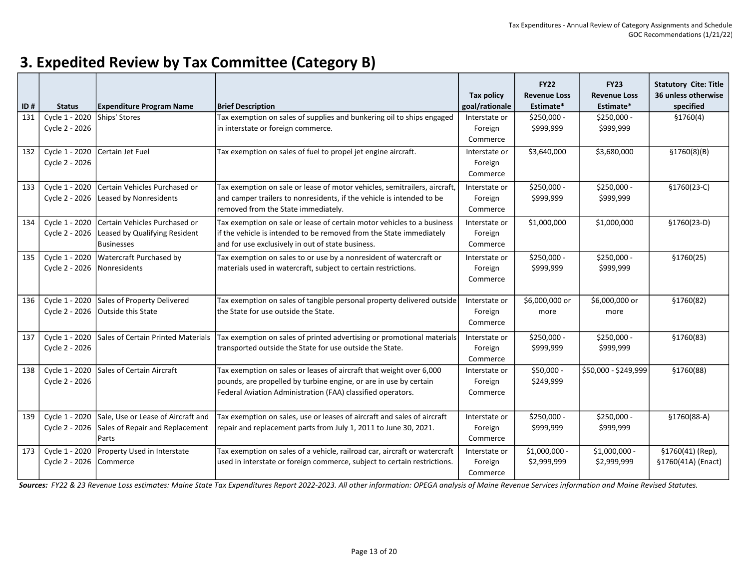# 3. Expedited Review by Tax Committee (Category B)

| ID # | Status | Expenditure Program Name | Brief Description | Tax policy goal/rationale | FY22 Revenue Loss Estimate* | FY23 Revenue Loss Estimate* | Statutory Cite: Title 36 unless otherwise specified |
|---|---|---|---|---|---|---|---|
| 131 | Cycle 1 - 2020 Cycle 2 - 2026 | Ships' Stores | Tax exemption on sales of supplies and bunkering oil to ships engaged in interstate or foreign commerce. | Interstate or Foreign Commerce | $250,000 - $999,999 | $250,000 - $999,999 | §1760(4) |
| 132 | Cycle 1 - 2020 Cycle 2 - 2026 | Certain Jet Fuel | Tax exemption on sales of fuel to propel jet engine aircraft. | Interstate or Foreign Commerce | $3,640,000 | $3,680,000 | §1760(8)(B) |
| 133 | Cycle 1 - 2020 Cycle 2 - 2026 | Certain Vehicles Purchased or Leased by Nonresidents | Tax exemption on sale or lease of motor vehicles, semitrailers, aircraft, and camper trailers to nonresidents, if the vehicle is intended to be removed from the State immediately. | Interstate or Foreign Commerce | $250,000 - $999,999 | $250,000 - $999,999 | §1760(23-C) |
| 134 | Cycle 1 - 2020 Cycle 2 - 2026 | Certain Vehicles Purchased or Leased by Qualifying Resident Businesses | Tax exemption on sale or lease of certain motor vehicles to a business if the vehicle is intended to be removed from the State immediately and for use exclusively in out of state business. | Interstate or Foreign Commerce | $1,000,000 | $1,000,000 | §1760(23-D) |
| 135 | Cycle 1 - 2020 Cycle 2 - 2026 | Watercraft Purchased by Nonresidents | Tax exemption on sales to or use by a nonresident of watercraft or materials used in watercraft, subject to certain restrictions. | Interstate or Foreign Commerce | $250,000 - $999,999 | $250,000 - $999,999 | §1760(25) |
| 136 | Cycle 1 - 2020 Cycle 2 - 2026 | Sales of Property Delivered Outside this State | Tax exemption on sales of tangible personal property delivered outside the State for use outside the State. | Interstate or Foreign Commerce | $6,000,000 or more | $6,000,000 or more | §1760(82) |
| 137 | Cycle 1 - 2020 Cycle 2 - 2026 | Sales of Certain Printed Materials | Tax exemption on sales of printed advertising or promotional materials transported outside the State for use outside the State. | Interstate or Foreign Commerce | $250,000 - $999,999 | $250,000 - $999,999 | §1760(83) |
| 138 | Cycle 1 - 2020 Cycle 2 - 2026 | Sales of Certain Aircraft | Tax exemption on sales or leases of aircraft that weight over 6,000 pounds, are propelled by turbine engine, or are in use by certain Federal Aviation Administration (FAA) classified operators. | Interstate or Foreign Commerce | $50,000 - $249,999 | $50,000 - $249,999 | §1760(88) |
| 139 | Cycle 1 - 2020 Cycle 2 - 2026 | Sale, Use or Lease of Aircraft and Sales of Repair and Replacement Parts | Tax exemption on sales, use or leases of aircraft and sales of aircraft repair and replacement parts from July 1, 2011 to June 30, 2021. | Interstate or Foreign Commerce | $250,000 - $999,999 | $250,000 - $999,999 | §1760(88-A) |
| 173 | Cycle 1 - 2020 Cycle 2 - 2026 | Property Used in Interstate Commerce | Tax exemption on sales of a vehicle, railroad car, aircraft or watercraft used in interstate or foreign commerce, subject to certain restrictions. | Interstate or Foreign Commerce | $1,000,000 - $2,999,999 | $1,000,000 - $2,999,999 | §1760(41) (Rep), §1760(41A) (Enact) |

***Sources:*** *FY22 & 23 Revenue Loss estimates: Maine State Tax Expenditures Report 2022-2023. All other information: OPEGA analysis of Maine Revenue Services information and Maine Revised Statutes.*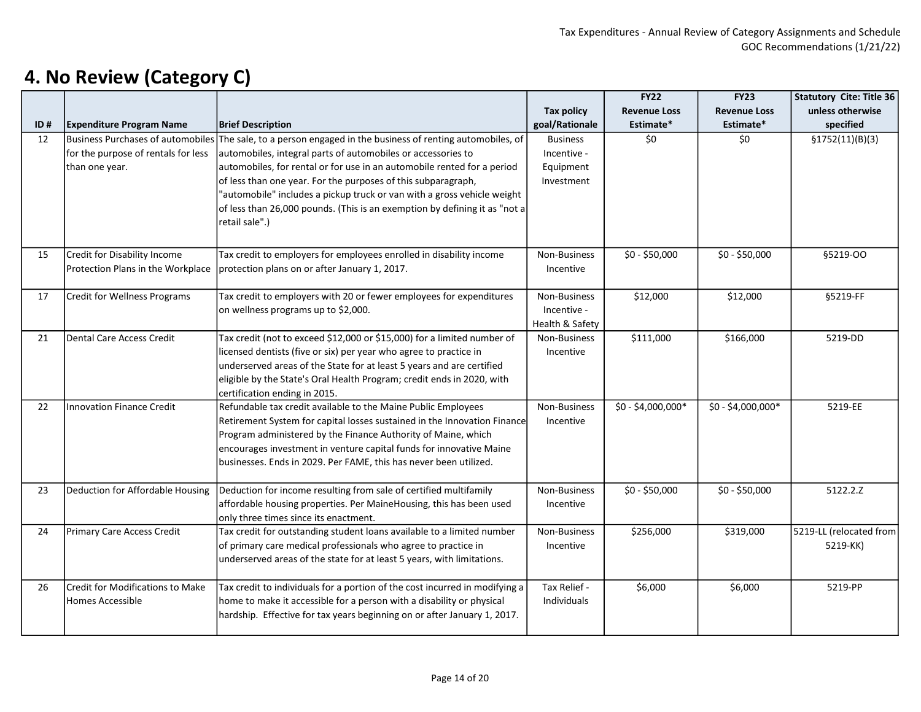## 4. No Review (Category C)

| ID # | Expenditure Program Name | Brief Description | Tax policy goal/Rationale | FY22 Revenue Loss Estimate* | FY23 Revenue Loss Estimate* | Statutory Cite: Title 36 unless otherwise specified |
|---|---|---|---|---|---|---|
| 12 | Business Purchases of automobiles for the purpose of rentals for less than one year. | The sale, to a person engaged in the business of renting automobiles, of automobiles, integral parts of automobiles or accessories to automobiles, for rental or for use in an automobile rented for a period of less than one year. For the purposes of this subparagraph, "automobile" includes a pickup truck or van with a gross vehicle weight of less than 26,000 pounds. (This is an exemption by defining it as "not a retail sale".) | Business Incentive - Equipment Investment | $0 | $0 | §1752(11)(B)(3) |
| 15 | Credit for Disability Income Protection Plans in the Workplace | Tax credit to employers for employees enrolled in disability income protection plans on or after January 1, 2017. | Non-Business Incentive | $0 - $50,000 | $0 - $50,000 | §5219-OO |
| 17 | Credit for Wellness Programs | Tax credit to employers with 20 or fewer employees for expenditures on wellness programs up to $2,000. | Non-Business Incentive - Health & Safety | $12,000 | $12,000 | §5219-FF |
| 21 | Dental Care Access Credit | Tax credit (not to exceed $12,000 or $15,000) for a limited number of licensed dentists (five or six) per year who agree to practice in underserved areas of the State for at least 5 years and are certified eligible by the State's Oral Health Program; credit ends in 2020, with certification ending in 2015. | Non-Business Incentive | $111,000 | $166,000 | 5219-DD |
| 22 | Innovation Finance Credit | Refundable tax credit available to the Maine Public Employees Retirement System for capital losses sustained in the Innovation Finance Program administered by the Finance Authority of Maine, which encourages investment in venture capital funds for innovative Maine businesses. Ends in 2029. Per FAME, this has never been utilized. | Non-Business Incentive | $0 - $4,000,000* | $0 - $4,000,000* | 5219-EE |
| 23 | Deduction for Affordable Housing | Deduction for income resulting from sale of certified multifamily affordable housing properties. Per MaineHousing, this has been used only three times since its enactment. | Non-Business Incentive | $0 - $50,000 | $0 - $50,000 | 5122.2.Z |
| 24 | Primary Care Access Credit | Tax credit for outstanding student loans available to a limited number of primary care medical professionals who agree to practice in underserved areas of the state for at least 5 years, with limitations. | Non-Business Incentive | $256,000 | $319,000 | 5219-LL (relocated from 5219-KK) |
| 26 | Credit for Modifications to Make Homes Accessible | Tax credit to individuals for a portion of the cost incurred in modifying a home to make it accessible for a person with a disability or physical hardship. Effective for tax years beginning on or after January 1, 2017. | Tax Relief - Individuals | $6,000 | $6,000 | 5219-PP |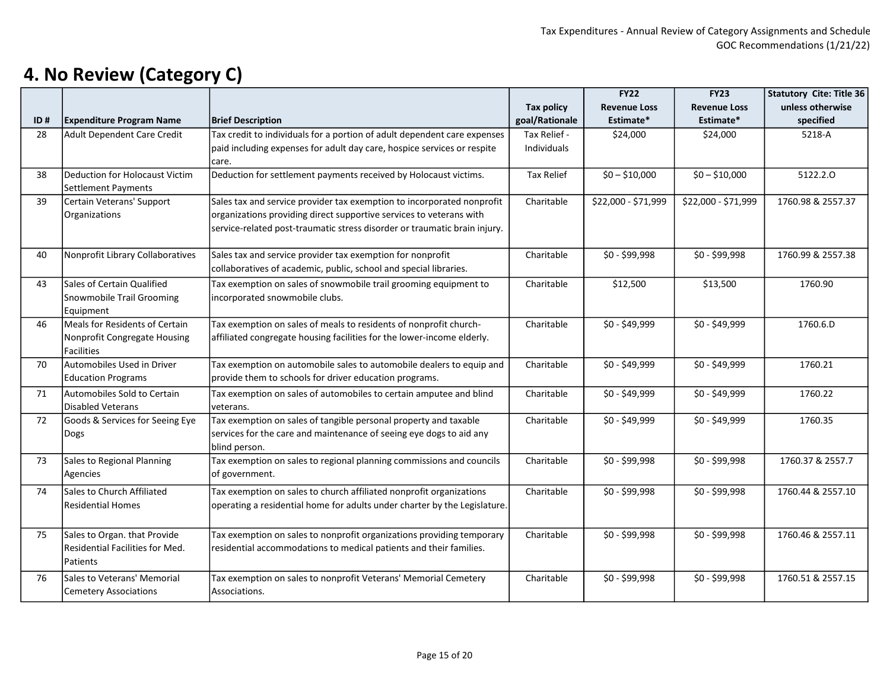## 4. No Review (Category C)

| ID # | Expenditure Program Name | Brief Description | Tax policy goal/Rationale | FY22 Revenue Loss Estimate* | FY23 Revenue Loss Estimate* | Statutory Cite: Title 36 unless otherwise specified |
|---|---|---|---|---|---|---|
| 28 | Adult Dependent Care Credit | Tax credit to individuals for a portion of adult dependent care expenses paid including expenses for adult day care, hospice services or respite care. | Tax Relief - Individuals | $24,000 | $24,000 | 5218-A |
| 38 | Deduction for Holocaust Victim Settlement Payments | Deduction for settlement payments received by Holocaust victims. | Tax Relief | $0 – $10,000 | $0 – $10,000 | 5122.2.O |
| 39 | Certain Veterans' Support Organizations | Sales tax and service provider tax exemption to incorporated nonprofit organizations providing direct supportive services to veterans with service-related post-traumatic stress disorder or traumatic brain injury. | Charitable | $22,000 - $71,999 | $22,000 - $71,999 | 1760.98 & 2557.37 |
| 40 | Nonprofit Library Collaboratives | Sales tax and service provider tax exemption for nonprofit collaboratives of academic, public, school and special libraries. | Charitable | $0 - $99,998 | $0 - $99,998 | 1760.99 & 2557.38 |
| 43 | Sales of Certain Qualified Snowmobile Trail Grooming Equipment | Tax exemption on sales of snowmobile trail grooming equipment to incorporated snowmobile clubs. | Charitable | $12,500 | $13,500 | 1760.90 |
| 46 | Meals for Residents of Certain Nonprofit Congregate Housing Facilities | Tax exemption on sales of meals to residents of nonprofit church-affiliated congregate housing facilities for the lower-income elderly. | Charitable | $0 - $49,999 | $0 - $49,999 | 1760.6.D |
| 70 | Automobiles Used in Driver Education Programs | Tax exemption on automobile sales to automobile dealers to equip and provide them to schools for driver education programs. | Charitable | $0 - $49,999 | $0 - $49,999 | 1760.21 |
| 71 | Automobiles Sold to Certain Disabled Veterans | Tax exemption on sales of automobiles to certain amputee and blind veterans. | Charitable | $0 - $49,999 | $0 - $49,999 | 1760.22 |
| 72 | Goods & Services for Seeing Eye Dogs | Tax exemption on sales of tangible personal property and taxable services for the care and maintenance of seeing eye dogs to aid any blind person. | Charitable | $0 - $49,999 | $0 - $49,999 | 1760.35 |
| 73 | Sales to Regional Planning Agencies | Tax exemption on sales to regional planning commissions and councils of government. | Charitable | $0 - $99,998 | $0 - $99,998 | 1760.37 & 2557.7 |
| 74 | Sales to Church Affiliated Residential Homes | Tax exemption on sales to church affiliated nonprofit organizations operating a residential home for adults under charter by the Legislature. | Charitable | $0 - $99,998 | $0 - $99,998 | 1760.44 & 2557.10 |
| 75 | Sales to Organ. that Provide Residential Facilities for Med. Patients | Tax exemption on sales to nonprofit organizations providing temporary residential accommodations to medical patients and their families. | Charitable | $0 - $99,998 | $0 - $99,998 | 1760.46 & 2557.11 |
| 76 | Sales to Veterans' Memorial Cemetery Associations | Tax exemption on sales to nonprofit Veterans' Memorial Cemetery Associations. | Charitable | $0 - $99,998 | $0 - $99,998 | 1760.51 & 2557.15 |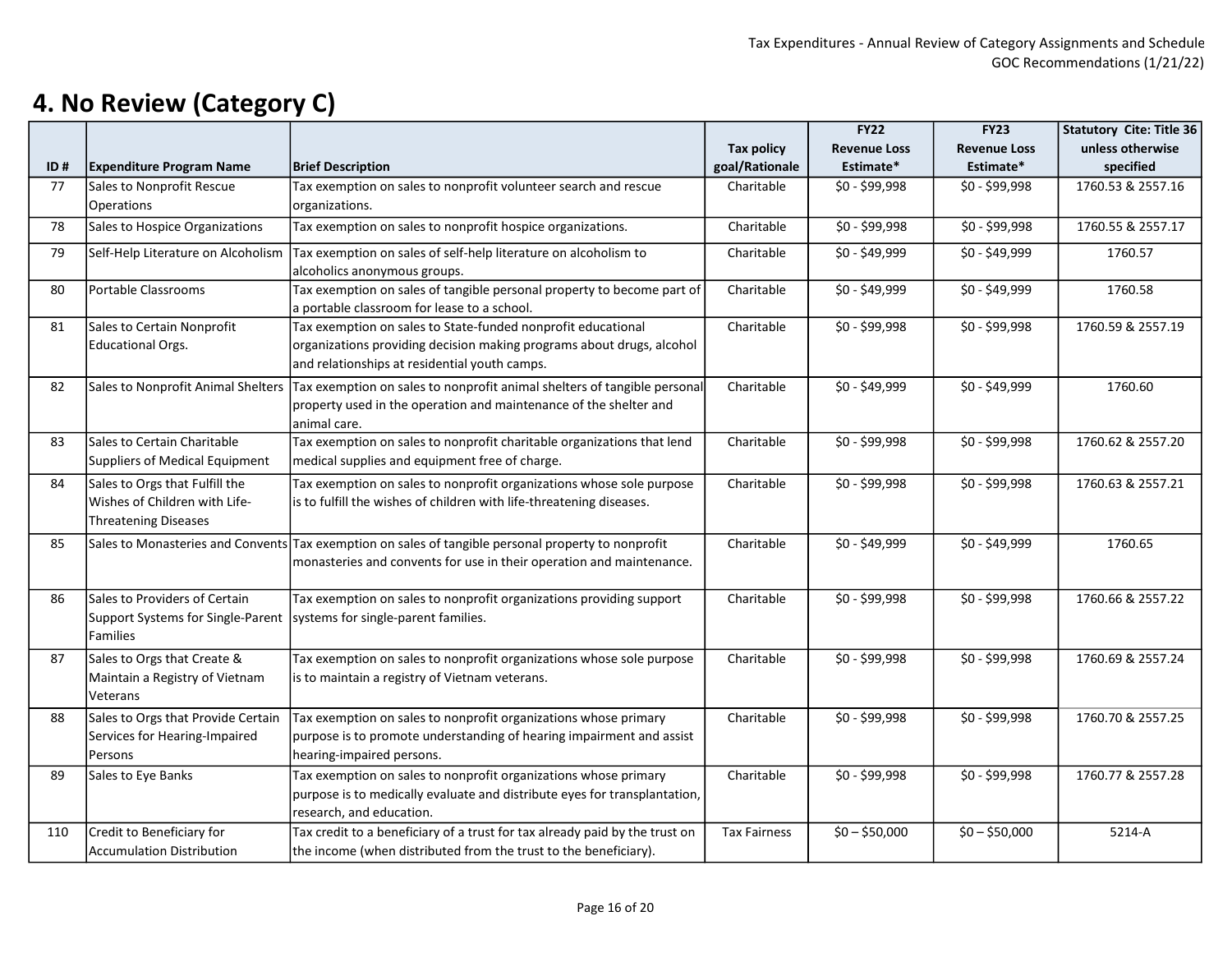## 4. No Review (Category C)

| ID # | Expenditure Program Name | Brief Description | Tax policy goal/Rationale | FY22 Revenue Loss Estimate* | FY23 Revenue Loss Estimate* | Statutory Cite: Title 36 unless otherwise specified |
|---|---|---|---|---|---|---|
| 77 | Sales to Nonprofit Rescue Operations | Tax exemption on sales to nonprofit volunteer search and rescue organizations. | Charitable | $0 - $99,998 | $0 - $99,998 | 1760.53 & 2557.16 |
| 78 | Sales to Hospice Organizations | Tax exemption on sales to nonprofit hospice organizations. | Charitable | $0 - $99,998 | $0 - $99,998 | 1760.55 & 2557.17 |
| 79 | Self-Help Literature on Alcoholism | Tax exemption on sales of self-help literature on alcoholism to alcoholics anonymous groups. | Charitable | $0 - $49,999 | $0 - $49,999 | 1760.57 |
| 80 | Portable Classrooms | Tax exemption on sales of tangible personal property to become part of a portable classroom for lease to a school. | Charitable | $0 - $49,999 | $0 - $49,999 | 1760.58 |
| 81 | Sales to Certain Nonprofit Educational Orgs. | Tax exemption on sales to State-funded nonprofit educational organizations providing decision making programs about drugs, alcohol and relationships at residential youth camps. | Charitable | $0 - $99,998 | $0 - $99,998 | 1760.59 & 2557.19 |
| 82 | Sales to Nonprofit Animal Shelters | Tax exemption on sales to nonprofit animal shelters of tangible personal property used in the operation and maintenance of the shelter and animal care. | Charitable | $0 - $49,999 | $0 - $49,999 | 1760.60 |
| 83 | Sales to Certain Charitable Suppliers of Medical Equipment | Tax exemption on sales to nonprofit charitable organizations that lend medical supplies and equipment free of charge. | Charitable | $0 - $99,998 | $0 - $99,998 | 1760.62 & 2557.20 |
| 84 | Sales to Orgs that Fulfill the Wishes of Children with Life-Threatening Diseases | Tax exemption on sales to nonprofit organizations whose sole purpose is to fulfill the wishes of children with life-threatening diseases. | Charitable | $0 - $99,998 | $0 - $99,998 | 1760.63 & 2557.21 |
| 85 | Sales to Monasteries and Convents | Tax exemption on sales of tangible personal property to nonprofit monasteries and convents for use in their operation and maintenance. | Charitable | $0 - $49,999 | $0 - $49,999 | 1760.65 |
| 86 | Sales to Providers of Certain Support Systems for Single-Parent Families | Tax exemption on sales to nonprofit organizations providing support systems for single-parent families. | Charitable | $0 - $99,998 | $0 - $99,998 | 1760.66 & 2557.22 |
| 87 | Sales to Orgs that Create & Maintain a Registry of Vietnam Veterans | Tax exemption on sales to nonprofit organizations whose sole purpose is to maintain a registry of Vietnam veterans. | Charitable | $0 - $99,998 | $0 - $99,998 | 1760.69 & 2557.24 |
| 88 | Sales to Orgs that Provide Certain Services for Hearing-Impaired Persons | Tax exemption on sales to nonprofit organizations whose primary purpose is to promote understanding of hearing impairment and assist hearing-impaired persons. | Charitable | $0 - $99,998 | $0 - $99,998 | 1760.70 & 2557.25 |
| 89 | Sales to Eye Banks | Tax exemption on sales to nonprofit organizations whose primary purpose is to medically evaluate and distribute eyes for transplantation, research, and education. | Charitable | $0 - $99,998 | $0 - $99,998 | 1760.77 & 2557.28 |
| 110 | Credit to Beneficiary for Accumulation Distribution | Tax credit to a beneficiary of a trust for tax already paid by the trust on the income (when distributed from the trust to the beneficiary). | Tax Fairness | $0 – $50,000 | $0 – $50,000 | 5214-A |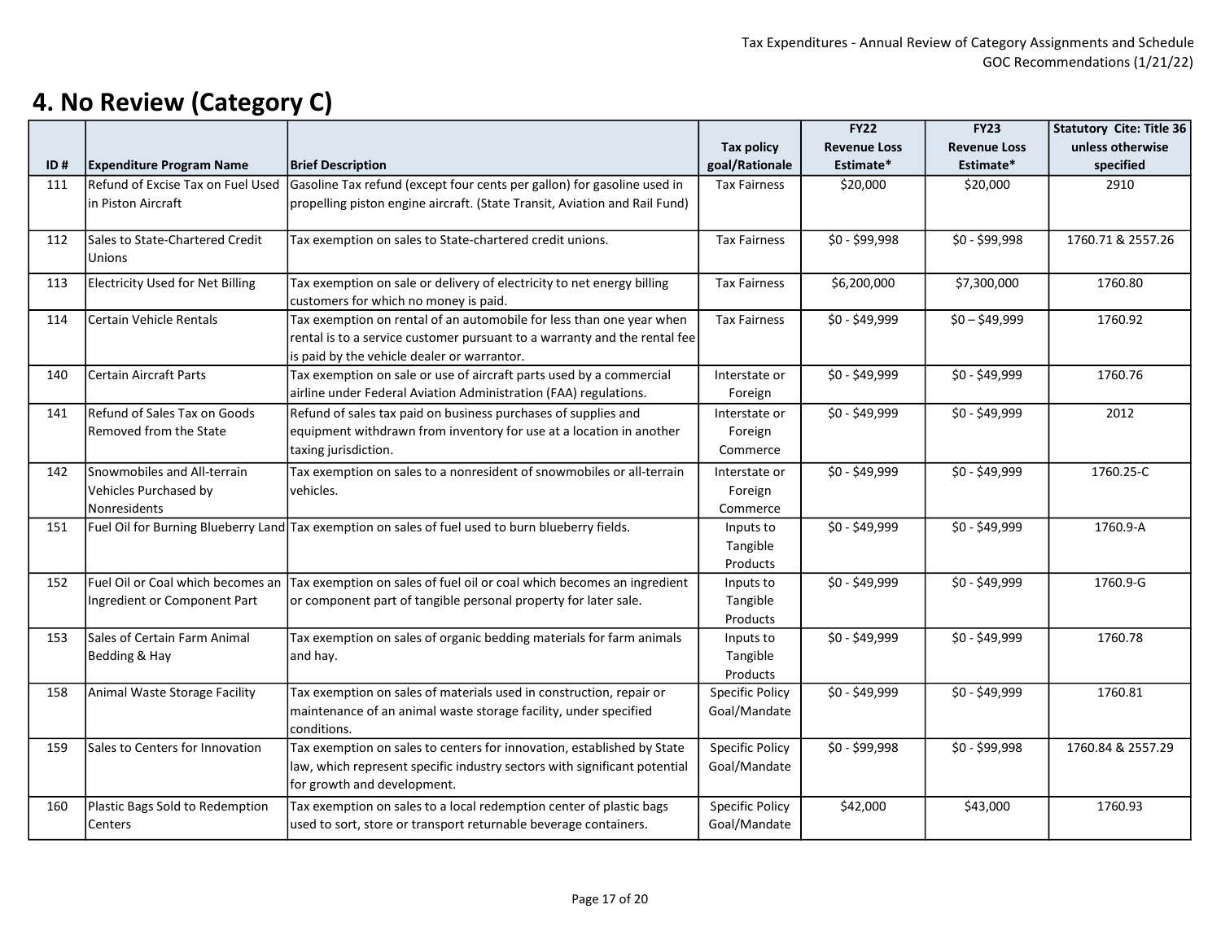## 4. No Review (Category C)

| ID # | Expenditure Program Name | Brief Description | Tax policy goal/Rationale | FY22 Revenue Loss Estimate* | FY23 Revenue Loss Estimate* | Statutory Cite: Title 36 unless otherwise specified |
|---|---|---|---|---|---|---|
| 111 | Refund of Excise Tax on Fuel Used in Piston Aircraft | Gasoline Tax refund (except four cents per gallon) for gasoline used in propelling piston engine aircraft. (State Transit, Aviation and Rail Fund) | Tax Fairness | $20,000 | $20,000 | 2910 |
| 112 | Sales to State-Chartered Credit Unions | Tax exemption on sales to State-chartered credit unions. | Tax Fairness | $0 - $99,998 | $0 - $99,998 | 1760.71 & 2557.26 |
| 113 | Electricity Used for Net Billing | Tax exemption on sale or delivery of electricity to net energy billing customers for which no money is paid. | Tax Fairness | $6,200,000 | $7,300,000 | 1760.80 |
| 114 | Certain Vehicle Rentals | Tax exemption on rental of an automobile for less than one year when rental is to a service customer pursuant to a warranty and the rental fee is paid by the vehicle dealer or warrantor. | Tax Fairness | $0 - $49,999 | $0 – $49,999 | 1760.92 |
| 140 | Certain Aircraft Parts | Tax exemption on sale or use of aircraft parts used by a commercial airline under Federal Aviation Administration (FAA) regulations. | Interstate or Foreign | $0 - $49,999 | $0 - $49,999 | 1760.76 |
| 141 | Refund of Sales Tax on Goods Removed from the State | Refund of sales tax paid on business purchases of supplies and equipment withdrawn from inventory for use at a location in another taxing jurisdiction. | Interstate or Foreign Commerce | $0 - $49,999 | $0 - $49,999 | 2012 |
| 142 | Snowmobiles and All-terrain Vehicles Purchased by Nonresidents | Tax exemption on sales to a nonresident of snowmobiles or all-terrain vehicles. | Interstate or Foreign Commerce | $0 - $49,999 | $0 - $49,999 | 1760.25-C |
| 151 | Fuel Oil for Burning Blueberry Land | Tax exemption on sales of fuel used to burn blueberry fields. | Inputs to Tangible Products | $0 - $49,999 | $0 - $49,999 | 1760.9-A |
| 152 | Fuel Oil or Coal which becomes an Ingredient or Component Part | Tax exemption on sales of fuel oil or coal which becomes an ingredient or component part of tangible personal property for later sale. | Inputs to Tangible Products | $0 - $49,999 | $0 - $49,999 | 1760.9-G |
| 153 | Sales of Certain Farm Animal Bedding & Hay | Tax exemption on sales of organic bedding materials for farm animals and hay. | Inputs to Tangible Products | $0 - $49,999 | $0 - $49,999 | 1760.78 |
| 158 | Animal Waste Storage Facility | Tax exemption on sales of materials used in construction, repair or maintenance of an animal waste storage facility, under specified conditions. | Specific Policy Goal/Mandate | $0 - $49,999 | $0 - $49,999 | 1760.81 |
| 159 | Sales to Centers for Innovation | Tax exemption on sales to centers for innovation, established by State law, which represent specific industry sectors with significant potential for growth and development. | Specific Policy Goal/Mandate | $0 - $99,998 | $0 - $99,998 | 1760.84 & 2557.29 |
| 160 | Plastic Bags Sold to Redemption Centers | Tax exemption on sales to a local redemption center of plastic bags used to sort, store or transport returnable beverage containers. | Specific Policy Goal/Mandate | $42,000 | $43,000 | 1760.93 |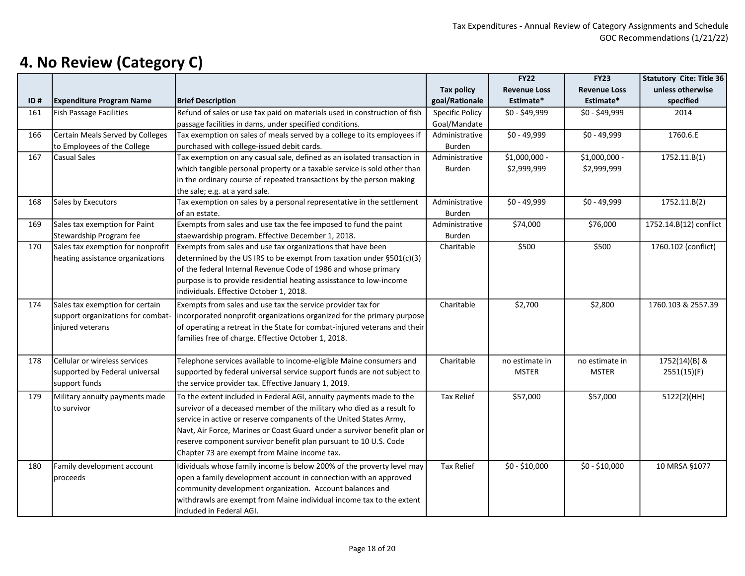# 4. No Review (Category C)

| ID # | Expenditure Program Name | Brief Description | Tax policy goal/Rationale | FY22 Revenue Loss Estimate* | FY23 Revenue Loss Estimate* | Statutory Cite: Title 36 unless otherwise specified |
|---|---|---|---|---|---|---|
| 161 | Fish Passage Facilities | Refund of sales or use tax paid on materials used in construction of fish passage facilities in dams, under specified conditions. | Specific Policy Goal/Mandate | $0 - $49,999 | $0 - $49,999 | 2014 |
| 166 | Certain Meals Served by Colleges to Employees of the College | Tax exemption on sales of meals served by a college to its employees if purchased with college-issued debit cards. | Administrative Burden | $0 - 49,999 | $0 - 49,999 | 1760.6.E |
| 167 | Casual Sales | Tax exemption on any casual sale, defined as an isolated transaction in which tangible personal property or a taxable service is sold other than in the ordinary course of repeated transactions by the person making the sale; e.g. at a yard sale. | Administrative Burden | $1,000,000 - $2,999,999 | $1,000,000 - $2,999,999 | 1752.11.B(1) |
| 168 | Sales by Executors | Tax exemption on sales by a personal representative in the settlement of an estate. | Administrative Burden | $0 - 49,999 | $0 - 49,999 | 1752.11.B(2) |
| 169 | Sales tax exemption for Paint Stewardship Program fee | Exempts from sales and use tax the fee imposed to fund the paint staewardship program. Effective December 1, 2018. | Administrative Burden | $74,000 | $76,000 | 1752.14.B(12) conflict |
| 170 | Sales tax exemption for nonprofit heating assistance organizations | Exempts from sales and use tax organizations that have been determined by the US IRS to be exempt from taxation under §501(c)(3) of the federal Internal Revenue Code of 1986 and whose primary purpose is to provide residential heating assisstance to low-income individuals. Effective October 1, 2018. | Charitable | $500 | $500 | 1760.102 (conflict) |
| 174 | Sales tax exemption for certain support organizations for combat-injured veterans | Exempts from sales and use tax the service provider tax for incorporated nonprofit organizations organized for the primary purpose of operating a retreat in the State for combat-injured veterans and their families free of charge. Effective October 1, 2018. | Charitable | $2,700 | $2,800 | 1760.103 & 2557.39 |
| 178 | Cellular or wireless services supported by Federal universal support funds | Telephone services available to income-eligible Maine consumers and supported by federal universal service support funds are not subject to the service provider tax. Effective January 1, 2019. | Charitable | no estimate in MSTER | no estimate in MSTER | 1752(14)(B) & 2551(15)(F) |
| 179 | Military annuity payments made to survivor | To the extent included in Federal AGI, annuity payments made to the survivor of a deceased member of the military who died as a result fo service in active or reserve companents of the United States Army, Navt, Air Force, Marines or Coast Guard under a survivor benefit plan or reserve component survivor benefit plan pursuant to 10 U.S. Code Chapter 73 are exempt from Maine income tax. | Tax Relief | $57,000 | $57,000 | 5122(2)(HH) |
| 180 | Family development account proceeds | Idividuals whose family income is below 200% of the proverty level may open a family development account in connection with an approved community development organization. Account balances and withdrawls are exempt from Maine individual income tax to the extent included in Federal AGI. | Tax Relief | $0 - $10,000 | $0 - $10,000 | 10 MRSA §1077 |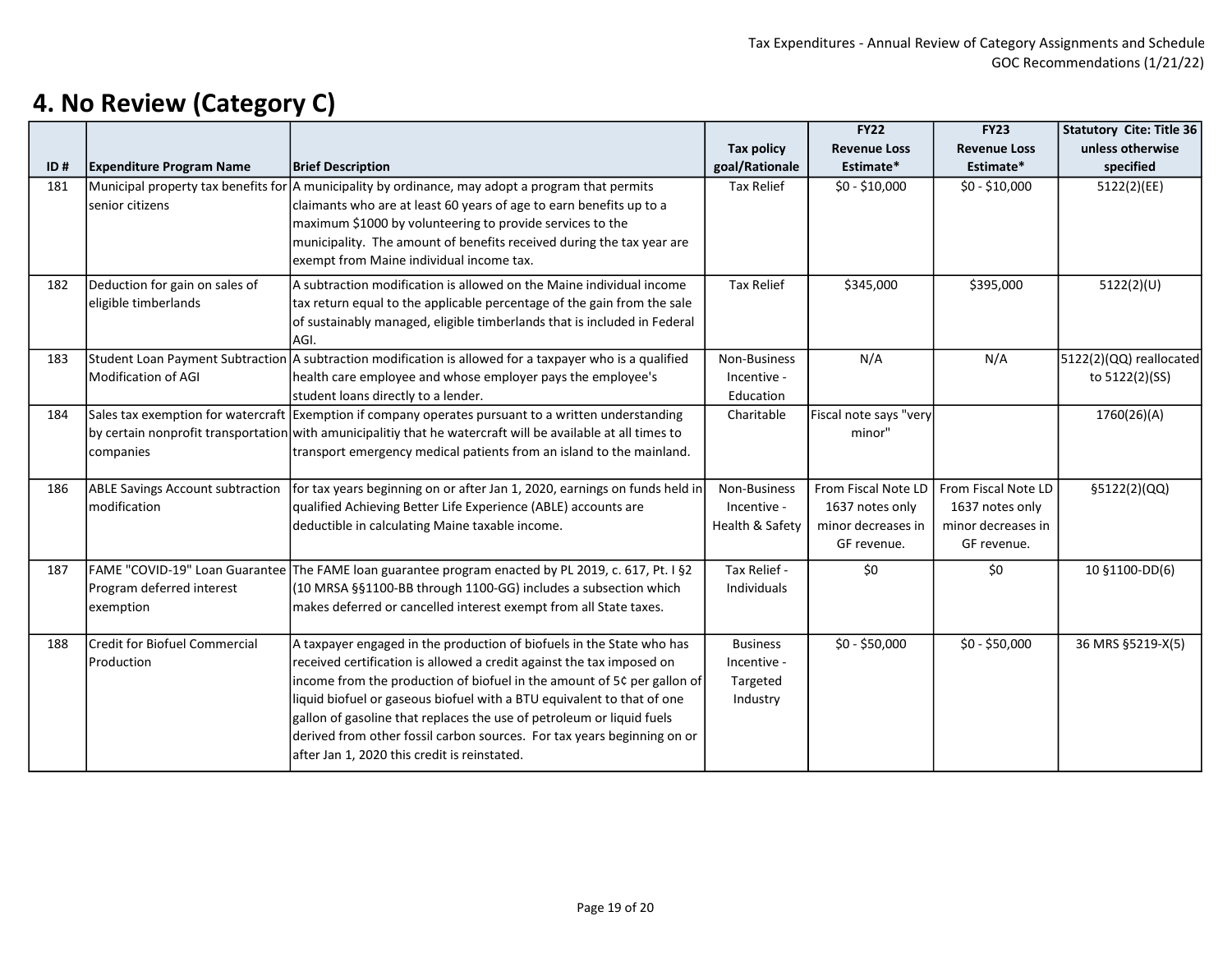## 4. No Review (Category C)

| ID # | Expenditure Program Name | Brief Description | Tax policy goal/Rationale | FY22 Revenue Loss Estimate* | FY23 Revenue Loss Estimate* | Statutory Cite: Title 36 unless otherwise specified |
|---|---|---|---|---|---|---|
| 181 | Municipal property tax benefits for senior citizens | A municipality by ordinance, may adopt a program that permits claimants who are at least 60 years of age to earn benefits up to a maximum $1000 by volunteering to provide services to the municipality. The amount of benefits received during the tax year are exempt from Maine individual income tax. | Tax Relief | $0 - $10,000 | $0 - $10,000 | 5122(2)(EE) |
| 182 | Deduction for gain on sales of eligible timberlands | A subtraction modification is allowed on the Maine individual income tax return equal to the applicable percentage of the gain from the sale of sustainably managed, eligible timberlands that is included in Federal AGI. | Tax Relief | $345,000 | $395,000 | 5122(2)(U) |
| 183 | Student Loan Payment Subtraction Modification of AGI | A subtraction modification is allowed for a taxpayer who is a qualified health care employee and whose employer pays the employee's student loans directly to a lender. | Non-Business Incentive - Education | N/A | N/A | 5122(2)(QQ) reallocated to 5122(2)(SS) |
| 184 | Sales tax exemption for watercraft by certain nonprofit transportation companies | Exemption if company operates pursuant to a written understanding with amunicipalitiy that he watercraft will be available at all times to transport emergency medical patients from an island to the mainland. | Charitable | Fiscal note says "very minor" | | 1760(26)(A) |
| 186 | ABLE Savings Account subtraction modification | for tax years beginning on or after Jan 1, 2020, earnings on funds held in qualified Achieving Better Life Experience (ABLE) accounts are deductible in calculating Maine taxable income. | Non-Business Incentive - Health & Safety | From Fiscal Note LD 1637 notes only minor decreases in GF revenue. | From Fiscal Note LD 1637 notes only minor decreases in GF revenue. | §5122(2)(QQ) |
| 187 | FAME "COVID-19" Loan Guarantee Program deferred interest exemption | The FAME loan guarantee program enacted by PL 2019, c. 617, Pt. I §2 (10 MRSA §§1100-BB through 1100-GG) includes a subsection which makes deferred or cancelled interest exempt from all State taxes. | Tax Relief - Individuals | $0 | $0 | 10 §1100-DD(6) |
| 188 | Credit for Biofuel Commercial Production | A taxpayer engaged in the production of biofuels in the State who has received certification is allowed a credit against the tax imposed on income from the production of biofuel in the amount of 5¢ per gallon of liquid biofuel or gaseous biofuel with a BTU equivalent to that of one gallon of gasoline that replaces the use of petroleum or liquid fuels derived from other fossil carbon sources. For tax years beginning on or after Jan 1, 2020 this credit is reinstated. | Business Incentive - Targeted Industry | $0 - $50,000 | $0 - $50,000 | 36 MRS §5219-X(5) |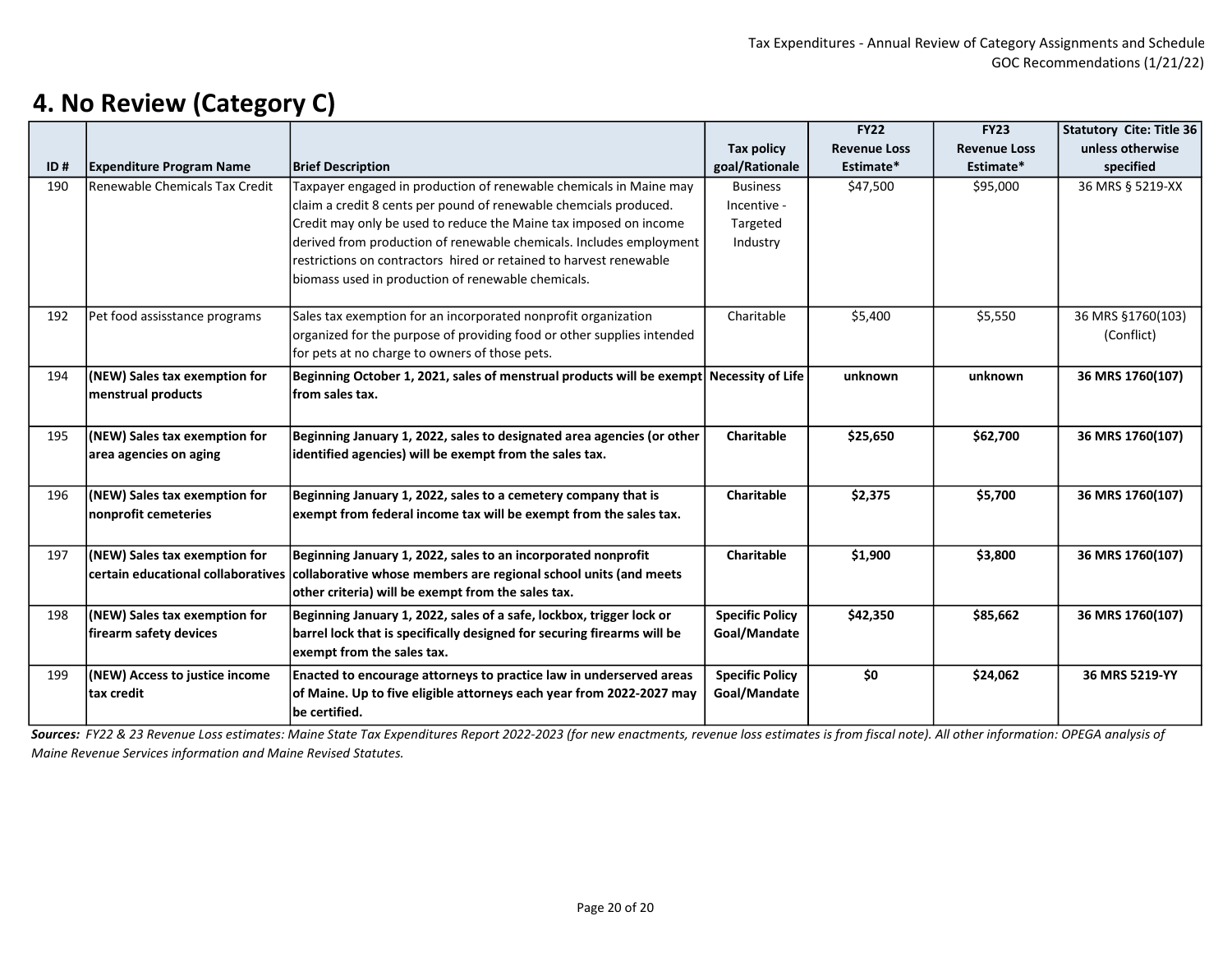## 4. No Review (Category C)

| ID # | Expenditure Program Name | Brief Description | Tax policy goal/Rationale | FY22 Revenue Loss Estimate* | FY23 Revenue Loss Estimate* | Statutory Cite: Title 36 unless otherwise specified |
|---|---|---|---|---|---|---|
| 190 | Renewable Chemicals Tax Credit | Taxpayer engaged in production of renewable chemicals in Maine may claim a credit 8 cents per pound of renewable chemcials produced. Credit may only be used to reduce the Maine tax imposed on income derived from production of renewable chemicals. Includes employment restrictions on contractors hired or retained to harvest renewable biomass used in production of renewable chemicals. | Business Incentive - Targeted Industry | $47,500 | $95,000 | 36 MRS § 5219-XX |
| 192 | Pet food assisstance programs | Sales tax exemption for an incorporated nonprofit organization organized for the purpose of providing food or other supplies intended for pets at no charge to owners of those pets. | Charitable | $5,400 | $5,550 | 36 MRS §1760(103) (Conflict) |
| 194 | **(NEW) Sales tax exemption for menstrual products** | **Beginning October 1, 2021, sales of menstrual products will be exempt from sales tax.** | **Necessity of Life** | **unknown** | **unknown** | **36 MRS 1760(107)** |
| 195 | **(NEW) Sales tax exemption for area agencies on aging** | **Beginning January 1, 2022, sales to designated area agencies (or other identified agencies) will be exempt from the sales tax.** | **Charitable** | **$25,650** | **$62,700** | **36 MRS 1760(107)** |
| 196 | **(NEW) Sales tax exemption for nonprofit cemeteries** | **Beginning January 1, 2022, sales to a cemetery company that is exempt from federal income tax will be exempt from the sales tax.** | **Charitable** | **$2,375** | **$5,700** | **36 MRS 1760(107)** |
| 197 | **(NEW) Sales tax exemption for certain educational collaboratives** | **Beginning January 1, 2022, sales to an incorporated nonprofit collaborative whose members are regional school units (and meets other criteria) will be exempt from the sales tax.** | **Charitable** | **$1,900** | **$3,800** | **36 MRS 1760(107)** |
| 198 | **(NEW) Sales tax exemption for firearm safety devices** | **Beginning January 1, 2022, sales of a safe, lockbox, trigger lock or barrel lock that is specifically designed for securing firearms will be exempt from the sales tax.** | **Specific Policy Goal/Mandate** | **$42,350** | **$85,662** | **36 MRS 1760(107)** |
| 199 | **(NEW) Access to justice income tax credit** | **Enacted to encourage attorneys to practice law in underserved areas of Maine. Up to five eligible attorneys each year from 2022-2027 may be certified.** | **Specific Policy Goal/Mandate** | **$0** | **$24,062** | **36 MRS 5219-YY** |

***Sources:*** *FY22 & 23 Revenue Loss estimates: Maine State Tax Expenditures Report 2022-2023 (for new enactments, revenue loss estimates is from fiscal note). All other information: OPEGA analysis of Maine Revenue Services information and Maine Revised Statutes.*